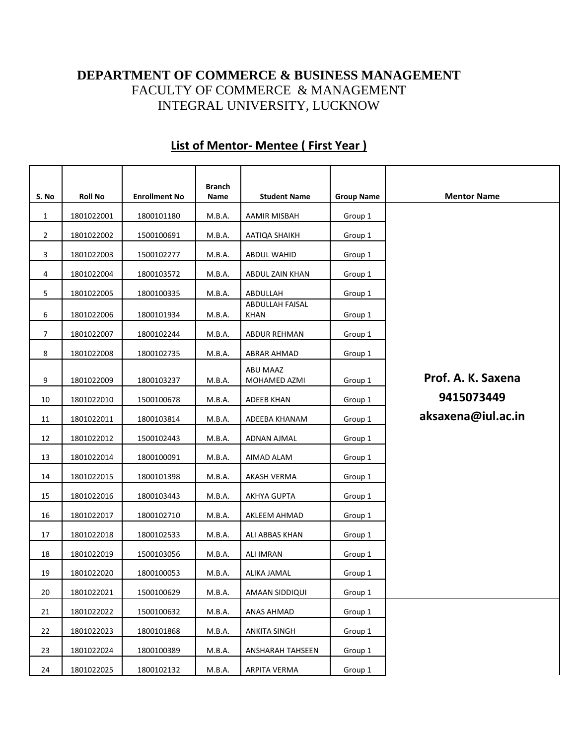**DEPARTMENT OF COMMERCE & BUSINESS MANAGEMENT**

FACULTY OF COMMERCE & MANAGEMENT

INTEGRAL UNIVERSITY, LUCKNOW

## List of Mentor- Mentee ( First Year )

| S. No | Roll No | Enrollment No | Branch Name | Student Name | Group Name | Mentor Name |
|---|---|---|---|---|---|---|
| 1 | 1801022001 | 1800101180 | M.B.A. | AAMIR MISBAH | Group 1 | **Prof. A. K. Saxena 9415073449 aksaxena@iul.ac.in** |
| 2 | 1801022002 | 1500100691 | M.B.A. | AATIQA SHAIKH | Group 1 | |
| 3 | 1801022003 | 1500102277 | M.B.A. | ABDUL WAHID | Group 1 | |
| 4 | 1801022004 | 1800103572 | M.B.A. | ABDUL ZAIN KHAN | Group 1 | |
| 5 | 1801022005 | 1800100335 | M.B.A. | ABDULLAH | Group 1 | |
| 6 | 1801022006 | 1800101934 | M.B.A. | ABDULLAH FAISAL KHAN | Group 1 | |
| 7 | 1801022007 | 1800102244 | M.B.A. | ABDUR REHMAN | Group 1 | |
| 8 | 1801022008 | 1800102735 | M.B.A. | ABRAR AHMAD | Group 1 | |
| 9 | 1801022009 | 1800103237 | M.B.A. | ABU MAAZ MOHAMED AZMI | Group 1 | |
| 10 | 1801022010 | 1500100678 | M.B.A. | ADEEB KHAN | Group 1 | |
| 11 | 1801022011 | 1800103814 | M.B.A. | ADEEBA KHANAM | Group 1 | |
| 12 | 1801022012 | 1500102443 | M.B.A. | ADNAN AJMAL | Group 1 | |
| 13 | 1801022014 | 1800100091 | M.B.A. | AIMAD ALAM | Group 1 | |
| 14 | 1801022015 | 1800101398 | M.B.A. | AKASH VERMA | Group 1 | |
| 15 | 1801022016 | 1800103443 | M.B.A. | AKHYA GUPTA | Group 1 | |
| 16 | 1801022017 | 1800102710 | M.B.A. | AKLEEM AHMAD | Group 1 | |
| 17 | 1801022018 | 1800102533 | M.B.A. | ALI ABBAS KHAN | Group 1 | |
| 18 | 1801022019 | 1500103056 | M.B.A. | ALI IMRAN | Group 1 | |
| 19 | 1801022020 | 1800100053 | M.B.A. | ALIKA JAMAL | Group 1 | |
| 20 | 1801022021 | 1500100629 | M.B.A. | AMAAN SIDDIQUI | Group 1 | |
| 21 | 1801022022 | 1500100632 | M.B.A. | ANAS AHMAD | Group 1 | |
| 22 | 1801022023 | 1800101868 | M.B.A. | ANKITA SINGH | Group 1 | |
| 23 | 1801022024 | 1800100389 | M.B.A. | ANSHARAH TAHSEEN | Group 1 | |
| 24 | 1801022025 | 1800102132 | M.B.A. | ARPITA VERMA | Group 1 | |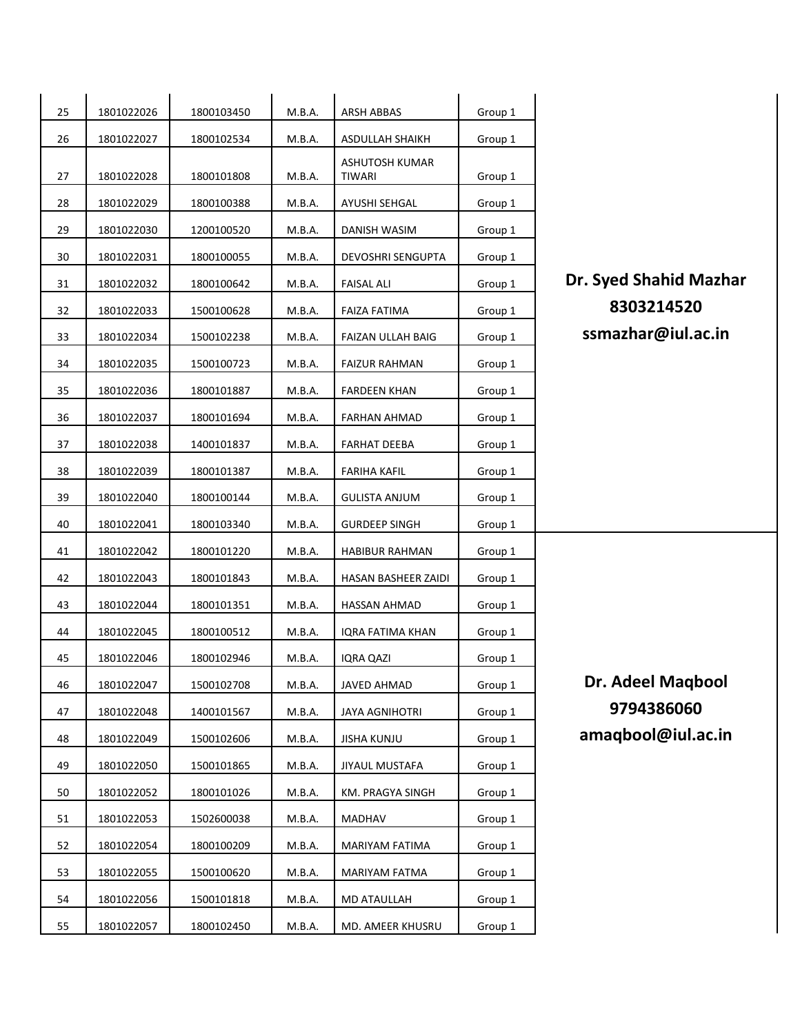| | | | | | | |
|---|---|---|---|---|---|---|
| 25 | 1801022026 | 1800103450 | M.B.A. | ARSH ABBAS | Group 1 | **Dr. Syed Shahid Mazhar 8303214520 ssmazhar@iul.ac.in** |
| 26 | 1801022027 | 1800102534 | M.B.A. | ASDULLAH SHAIKH | Group 1 | |
| 27 | 1801022028 | 1800101808 | M.B.A. | ASHUTOSH KUMAR TIWARI | Group 1 | |
| 28 | 1801022029 | 1800100388 | M.B.A. | AYUSHI SEHGAL | Group 1 | |
| 29 | 1801022030 | 1200100520 | M.B.A. | DANISH WASIM | Group 1 | |
| 30 | 1801022031 | 1800100055 | M.B.A. | DEVOSHRI SENGUPTA | Group 1 | |
| 31 | 1801022032 | 1800100642 | M.B.A. | FAISAL ALI | Group 1 | |
| 32 | 1801022033 | 1500100628 | M.B.A. | FAIZA FATIMA | Group 1 | |
| 33 | 1801022034 | 1500102238 | M.B.A. | FAIZAN ULLAH BAIG | Group 1 | |
| 34 | 1801022035 | 1500100723 | M.B.A. | FAIZUR RAHMAN | Group 1 | |
| 35 | 1801022036 | 1800101887 | M.B.A. | FARDEEN KHAN | Group 1 | |
| 36 | 1801022037 | 1800101694 | M.B.A. | FARHAN AHMAD | Group 1 | |
| 37 | 1801022038 | 1400101837 | M.B.A. | FARHAT DEEBA | Group 1 | |
| 38 | 1801022039 | 1800101387 | M.B.A. | FARIHA KAFIL | Group 1 | |
| 39 | 1801022040 | 1800100144 | M.B.A. | GULISTA ANJUM | Group 1 | |
| 40 | 1801022041 | 1800103340 | M.B.A. | GURDEEP SINGH | Group 1 | |
| 41 | 1801022042 | 1800101220 | M.B.A. | HABIBUR RAHMAN | Group 1 | **Dr. Adeel Maqbool 9794386060 amaqbool@iul.ac.in** |
| 42 | 1801022043 | 1800101843 | M.B.A. | HASAN BASHEER ZAIDI | Group 1 | |
| 43 | 1801022044 | 1800101351 | M.B.A. | HASSAN AHMAD | Group 1 | |
| 44 | 1801022045 | 1800100512 | M.B.A. | IQRA FATIMA KHAN | Group 1 | |
| 45 | 1801022046 | 1800102946 | M.B.A. | IQRA QAZI | Group 1 | |
| 46 | 1801022047 | 1500102708 | M.B.A. | JAVED AHMAD | Group 1 | |
| 47 | 1801022048 | 1400101567 | M.B.A. | JAYA AGNIHOTRI | Group 1 | |
| 48 | 1801022049 | 1500102606 | M.B.A. | JISHA KUNJU | Group 1 | |
| 49 | 1801022050 | 1500101865 | M.B.A. | JIYAUL MUSTAFA | Group 1 | |
| 50 | 1801022052 | 1800101026 | M.B.A. | KM. PRAGYA SINGH | Group 1 | |
| 51 | 1801022053 | 1502600038 | M.B.A. | MADHAV | Group 1 | |
| 52 | 1801022054 | 1800100209 | M.B.A. | MARIYAM FATIMA | Group 1 | |
| 53 | 1801022055 | 1500100620 | M.B.A. | MARIYAM FATMA | Group 1 | |
| 54 | 1801022056 | 1500101818 | M.B.A. | MD ATAULLAH | Group 1 | |
| 55 | 1801022057 | 1800102450 | M.B.A. | MD. AMEER KHUSRU | Group 1 | |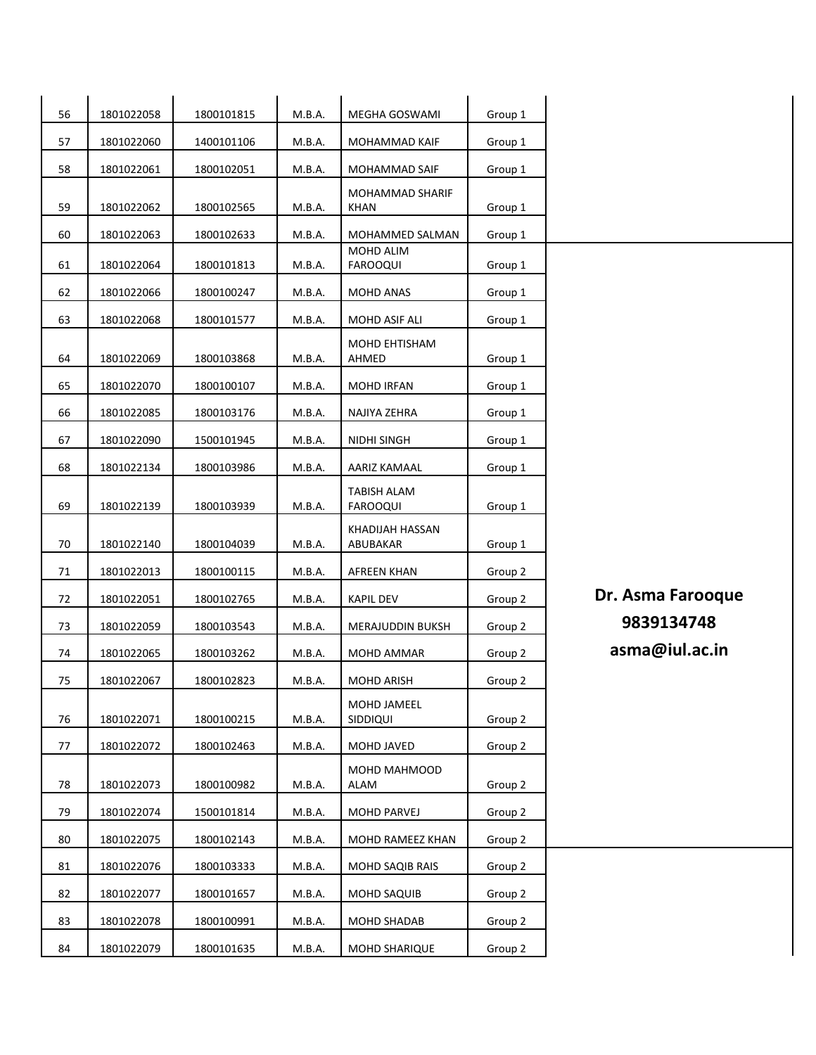| | | | | | | |
|---|---|---|---|---|---|---|
| 56 | 1801022058 | 1800101815 | M.B.A. | MEGHA GOSWAMI | Group 1 | |
| 57 | 1801022060 | 1400101106 | M.B.A. | MOHAMMAD KAIF | Group 1 | |
| 58 | 1801022061 | 1800102051 | M.B.A. | MOHAMMAD SAIF | Group 1 | |
| 59 | 1801022062 | 1800102565 | M.B.A. | MOHAMMAD SHARIF KHAN | Group 1 | |
| 60 | 1801022063 | 1800102633 | M.B.A. | MOHAMMED SALMAN | Group 1 | |
| 61 | 1801022064 | 1800101813 | M.B.A. | MOHD ALIM FAROOQUI | Group 1 | |
| 62 | 1801022066 | 1800100247 | M.B.A. | MOHD ANAS | Group 1 | |
| 63 | 1801022068 | 1800101577 | M.B.A. | MOHD ASIF ALI | Group 1 | |
| 64 | 1801022069 | 1800103868 | M.B.A. | MOHD EHTISHAM AHMED | Group 1 | |
| 65 | 1801022070 | 1800100107 | M.B.A. | MOHD IRFAN | Group 1 | |
| 66 | 1801022085 | 1800103176 | M.B.A. | NAJIYA ZEHRA | Group 1 | |
| 67 | 1801022090 | 1500101945 | M.B.A. | NIDHI SINGH | Group 1 | |
| 68 | 1801022134 | 1800103986 | M.B.A. | AARIZ KAMAAL | Group 1 | |
| 69 | 1801022139 | 1800103939 | M.B.A. | TABISH ALAM FAROOQUI | Group 1 | |
| 70 | 1801022140 | 1800104039 | M.B.A. | KHADIJAH HASSAN ABUBAKAR | Group 1 | |
| 71 | 1801022013 | 1800100115 | M.B.A. | AFREEN KHAN | Group 2 | |
| 72 | 1801022051 | 1800102765 | M.B.A. | KAPIL DEV | Group 2 | **Dr. Asma Farooque** |
| 73 | 1801022059 | 1800103543 | M.B.A. | MERAJUDDIN BUKSH | Group 2 | **9839134748** |
| 74 | 1801022065 | 1800103262 | M.B.A. | MOHD AMMAR | Group 2 | **asma@iul.ac.in** |
| 75 | 1801022067 | 1800102823 | M.B.A. | MOHD ARISH | Group 2 | |
| 76 | 1801022071 | 1800100215 | M.B.A. | MOHD JAMEEL SIDDIQUI | Group 2 | |
| 77 | 1801022072 | 1800102463 | M.B.A. | MOHD JAVED | Group 2 | |
| 78 | 1801022073 | 1800100982 | M.B.A. | MOHD MAHMOOD ALAM | Group 2 | |
| 79 | 1801022074 | 1500101814 | M.B.A. | MOHD PARVEJ | Group 2 | |
| 80 | 1801022075 | 1800102143 | M.B.A. | MOHD RAMEEZ KHAN | Group 2 | |
| 81 | 1801022076 | 1800103333 | M.B.A. | MOHD SAQIB RAIS | Group 2 | |
| 82 | 1801022077 | 1800101657 | M.B.A. | MOHD SAQUIB | Group 2 | |
| 83 | 1801022078 | 1800100991 | M.B.A. | MOHD SHADAB | Group 2 | |
| 84 | 1801022079 | 1800101635 | M.B.A. | MOHD SHARIQUE | Group 2 | |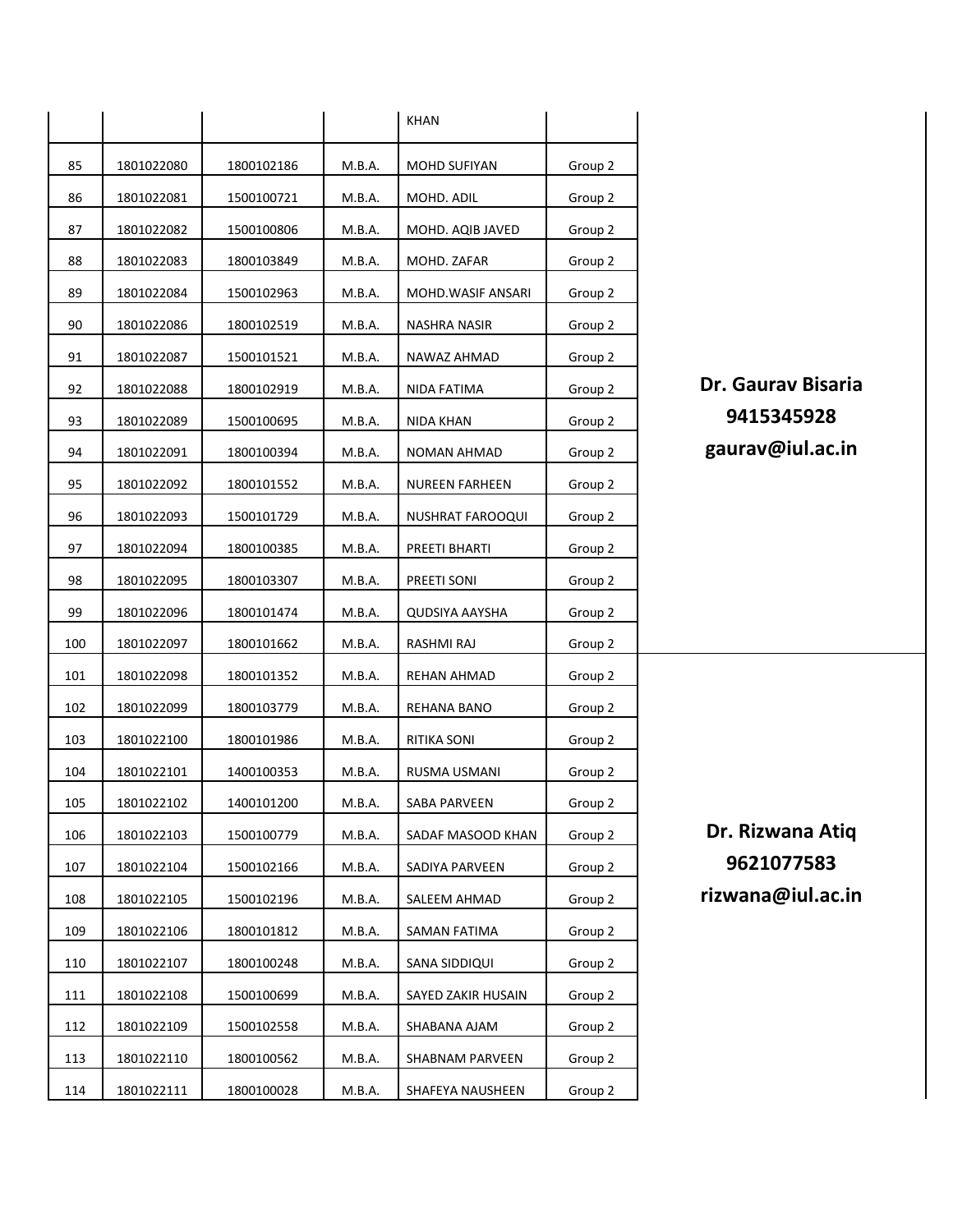| | | | | KHAN | | |
|---|---|---|---|---|---|---|
| 85 | 1801022080 | 1800102186 | M.B.A. | MOHD SUFIYAN | Group 2 | **Dr. Gaurav Bisaria 9415345928 gaurav@iul.ac.in** |
| 86 | 1801022081 | 1500100721 | M.B.A. | MOHD. ADIL | Group 2 | |
| 87 | 1801022082 | 1500100806 | M.B.A. | MOHD. AQIB JAVED | Group 2 | |
| 88 | 1801022083 | 1800103849 | M.B.A. | MOHD. ZAFAR | Group 2 | |
| 89 | 1801022084 | 1500102963 | M.B.A. | MOHD.WASIF ANSARI | Group 2 | |
| 90 | 1801022086 | 1800102519 | M.B.A. | NASHRA NASIR | Group 2 | |
| 91 | 1801022087 | 1500101521 | M.B.A. | NAWAZ AHMAD | Group 2 | |
| 92 | 1801022088 | 1800102919 | M.B.A. | NIDA FATIMA | Group 2 | |
| 93 | 1801022089 | 1500100695 | M.B.A. | NIDA KHAN | Group 2 | |
| 94 | 1801022091 | 1800100394 | M.B.A. | NOMAN AHMAD | Group 2 | |
| 95 | 1801022092 | 1800101552 | M.B.A. | NUREEN FARHEEN | Group 2 | |
| 96 | 1801022093 | 1500101729 | M.B.A. | NUSHRAT FAROOQUI | Group 2 | |
| 97 | 1801022094 | 1800100385 | M.B.A. | PREETI BHARTI | Group 2 | |
| 98 | 1801022095 | 1800103307 | M.B.A. | PREETI SONI | Group 2 | |
| 99 | 1801022096 | 1800101474 | M.B.A. | QUDSIYA AAYSHA | Group 2 | |
| 100 | 1801022097 | 1800101662 | M.B.A. | RASHMI RAJ | Group 2 | |
| 101 | 1801022098 | 1800101352 | M.B.A. | REHAN AHMAD | Group 2 | **Dr. Rizwana Atiq 9621077583 rizwana@iul.ac.in** |
| 102 | 1801022099 | 1800103779 | M.B.A. | REHANA BANO | Group 2 | |
| 103 | 1801022100 | 1800101986 | M.B.A. | RITIKA SONI | Group 2 | |
| 104 | 1801022101 | 1400100353 | M.B.A. | RUSMA USMANI | Group 2 | |
| 105 | 1801022102 | 1400101200 | M.B.A. | SABA PARVEEN | Group 2 | |
| 106 | 1801022103 | 1500100779 | M.B.A. | SADAF MASOOD KHAN | Group 2 | |
| 107 | 1801022104 | 1500102166 | M.B.A. | SADIYA PARVEEN | Group 2 | |
| 108 | 1801022105 | 1500102196 | M.B.A. | SALEEM AHMAD | Group 2 | |
| 109 | 1801022106 | 1800101812 | M.B.A. | SAMAN FATIMA | Group 2 | |
| 110 | 1801022107 | 1800100248 | M.B.A. | SANA SIDDIQUI | Group 2 | |
| 111 | 1801022108 | 1500100699 | M.B.A. | SAYED ZAKIR HUSAIN | Group 2 | |
| 112 | 1801022109 | 1500102558 | M.B.A. | SHABANA AJAM | Group 2 | |
| 113 | 1801022110 | 1800100562 | M.B.A. | SHABNAM PARVEEN | Group 2 | |
| 114 | 1801022111 | 1800100028 | M.B.A. | SHAFEYA NAUSHEEN | Group 2 | |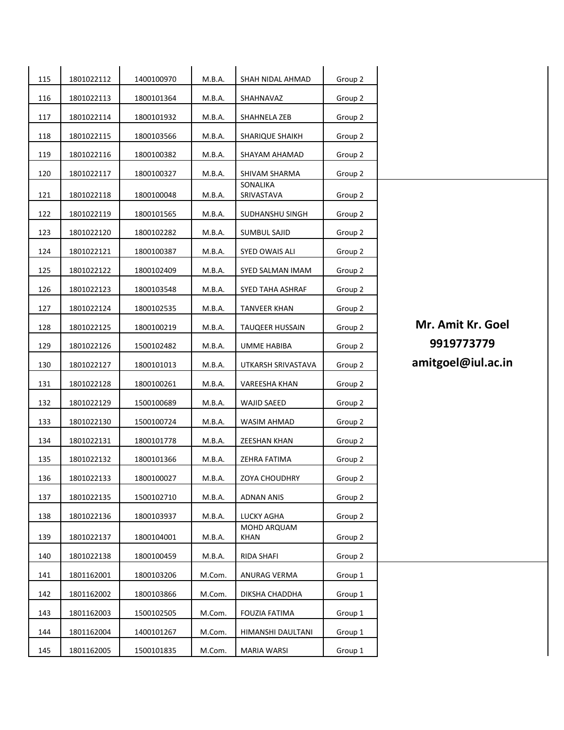| | | | | | | |
|---|---|---|---|---|---|---|
| 115 | 1801022112 | 1400100970 | M.B.A. | SHAH NIDAL AHMAD | Group 2 | |
| 116 | 1801022113 | 1800101364 | M.B.A. | SHAHNAVAZ | Group 2 | |
| 117 | 1801022114 | 1800101932 | M.B.A. | SHAHNELA ZEB | Group 2 | |
| 118 | 1801022115 | 1800103566 | M.B.A. | SHARIQUE SHAIKH | Group 2 | |
| 119 | 1801022116 | 1800100382 | M.B.A. | SHAYAM AHAMAD | Group 2 | |
| 120 | 1801022117 | 1800100327 | M.B.A. | SHIVAM SHARMA | Group 2 | |
| 121 | 1801022118 | 1800100048 | M.B.A. | SONALIKA SRIVASTAVA | Group 2 | **Mr. Amit Kr. Goel 9919773779 amitgoel@iul.ac.in** |
| 122 | 1801022119 | 1800101565 | M.B.A. | SUDHANSHU SINGH | Group 2 | |
| 123 | 1801022120 | 1800102282 | M.B.A. | SUMBUL SAJID | Group 2 | |
| 124 | 1801022121 | 1800100387 | M.B.A. | SYED OWAIS ALI | Group 2 | |
| 125 | 1801022122 | 1800102409 | M.B.A. | SYED SALMAN IMAM | Group 2 | |
| 126 | 1801022123 | 1800103548 | M.B.A. | SYED TAHA ASHRAF | Group 2 | |
| 127 | 1801022124 | 1800102535 | M.B.A. | TANVEER KHAN | Group 2 | |
| 128 | 1801022125 | 1800100219 | M.B.A. | TAUQEER HUSSAIN | Group 2 | |
| 129 | 1801022126 | 1500102482 | M.B.A. | UMME HABIBA | Group 2 | |
| 130 | 1801022127 | 1800101013 | M.B.A. | UTKARSH SRIVASTAVA | Group 2 | |
| 131 | 1801022128 | 1800100261 | M.B.A. | VAREESHA KHAN | Group 2 | |
| 132 | 1801022129 | 1500100689 | M.B.A. | WAJID SAEED | Group 2 | |
| 133 | 1801022130 | 1500100724 | M.B.A. | WASIM AHMAD | Group 2 | |
| 134 | 1801022131 | 1800101778 | M.B.A. | ZEESHAN KHAN | Group 2 | |
| 135 | 1801022132 | 1800101366 | M.B.A. | ZEHRA FATIMA | Group 2 | |
| 136 | 1801022133 | 1800100027 | M.B.A. | ZOYA CHOUDHRY | Group 2 | |
| 137 | 1801022135 | 1500102710 | M.B.A. | ADNAN ANIS | Group 2 | |
| 138 | 1801022136 | 1800103937 | M.B.A. | LUCKY AGHA | Group 2 | |
| 139 | 1801022137 | 1800104001 | M.B.A. | MOHD ARQUAM KHAN | Group 2 | |
| 140 | 1801022138 | 1800100459 | M.B.A. | RIDA SHAFI | Group 2 | |
| 141 | 1801162001 | 1800103206 | M.Com. | ANURAG VERMA | Group 1 | |
| 142 | 1801162002 | 1800103866 | M.Com. | DIKSHA CHADDHA | Group 1 | |
| 143 | 1801162003 | 1500102505 | M.Com. | FOUZIA FATIMA | Group 1 | |
| 144 | 1801162004 | 1400101267 | M.Com. | HIMANSHI DAULTANI | Group 1 | |
| 145 | 1801162005 | 1500101835 | M.Com. | MARIA WARSI | Group 1 | |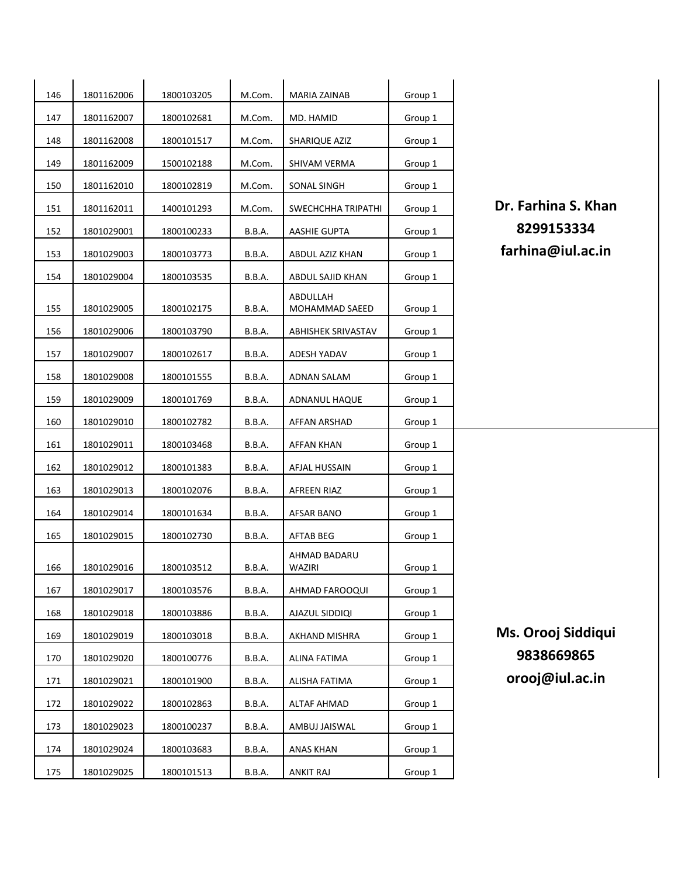| | | | | | | |
|---|---|---|---|---|---|---|
| 146 | 1801162006 | 1800103205 | M.Com. | MARIA ZAINAB | Group 1 | **Dr. Farhina S. Khan 8299153334 farhina@iul.ac.in** |
| 147 | 1801162007 | 1800102681 | M.Com. | MD. HAMID | Group 1 | |
| 148 | 1801162008 | 1800101517 | M.Com. | SHARIQUE AZIZ | Group 1 | |
| 149 | 1801162009 | 1500102188 | M.Com. | SHIVAM VERMA | Group 1 | |
| 150 | 1801162010 | 1800102819 | M.Com. | SONAL SINGH | Group 1 | |
| 151 | 1801162011 | 1400101293 | M.Com. | SWECHCHHA TRIPATHI | Group 1 | |
| 152 | 1801029001 | 1800100233 | B.B.A. | AASHIE GUPTA | Group 1 | |
| 153 | 1801029003 | 1800103773 | B.B.A. | ABDUL AZIZ KHAN | Group 1 | |
| 154 | 1801029004 | 1800103535 | B.B.A. | ABDUL SAJID KHAN | Group 1 | |
| 155 | 1801029005 | 1800102175 | B.B.A. | ABDULLAH MOHAMMAD SAEED | Group 1 | |
| 156 | 1801029006 | 1800103790 | B.B.A. | ABHISHEK SRIVASTAV | Group 1 | |
| 157 | 1801029007 | 1800102617 | B.B.A. | ADESH YADAV | Group 1 | |
| 158 | 1801029008 | 1800101555 | B.B.A. | ADNAN SALAM | Group 1 | |
| 159 | 1801029009 | 1800101769 | B.B.A. | ADNANUL HAQUE | Group 1 | |
| 160 | 1801029010 | 1800102782 | B.B.A. | AFFAN ARSHAD | Group 1 | |
| 161 | 1801029011 | 1800103468 | B.B.A. | AFFAN KHAN | Group 1 | **Ms. Orooj Siddiqui 9838669865 orooj@iul.ac.in** |
| 162 | 1801029012 | 1800101383 | B.B.A. | AFJAL HUSSAIN | Group 1 | |
| 163 | 1801029013 | 1800102076 | B.B.A. | AFREEN RIAZ | Group 1 | |
| 164 | 1801029014 | 1800101634 | B.B.A. | AFSAR BANO | Group 1 | |
| 165 | 1801029015 | 1800102730 | B.B.A. | AFTAB BEG | Group 1 | |
| 166 | 1801029016 | 1800103512 | B.B.A. | AHMAD BADARU WAZIRI | Group 1 | |
| 167 | 1801029017 | 1800103576 | B.B.A. | AHMAD FAROOQUI | Group 1 | |
| 168 | 1801029018 | 1800103886 | B.B.A. | AJAZUL SIDDIQI | Group 1 | |
| 169 | 1801029019 | 1800103018 | B.B.A. | AKHAND MISHRA | Group 1 | |
| 170 | 1801029020 | 1800100776 | B.B.A. | ALINA FATIMA | Group 1 | |
| 171 | 1801029021 | 1800101900 | B.B.A. | ALISHA FATIMA | Group 1 | |
| 172 | 1801029022 | 1800102863 | B.B.A. | ALTAF AHMAD | Group 1 | |
| 173 | 1801029023 | 1800100237 | B.B.A. | AMBUJ JAISWAL | Group 1 | |
| 174 | 1801029024 | 1800103683 | B.B.A. | ANAS KHAN | Group 1 | |
| 175 | 1801029025 | 1800101513 | B.B.A. | ANKIT RAJ | Group 1 | |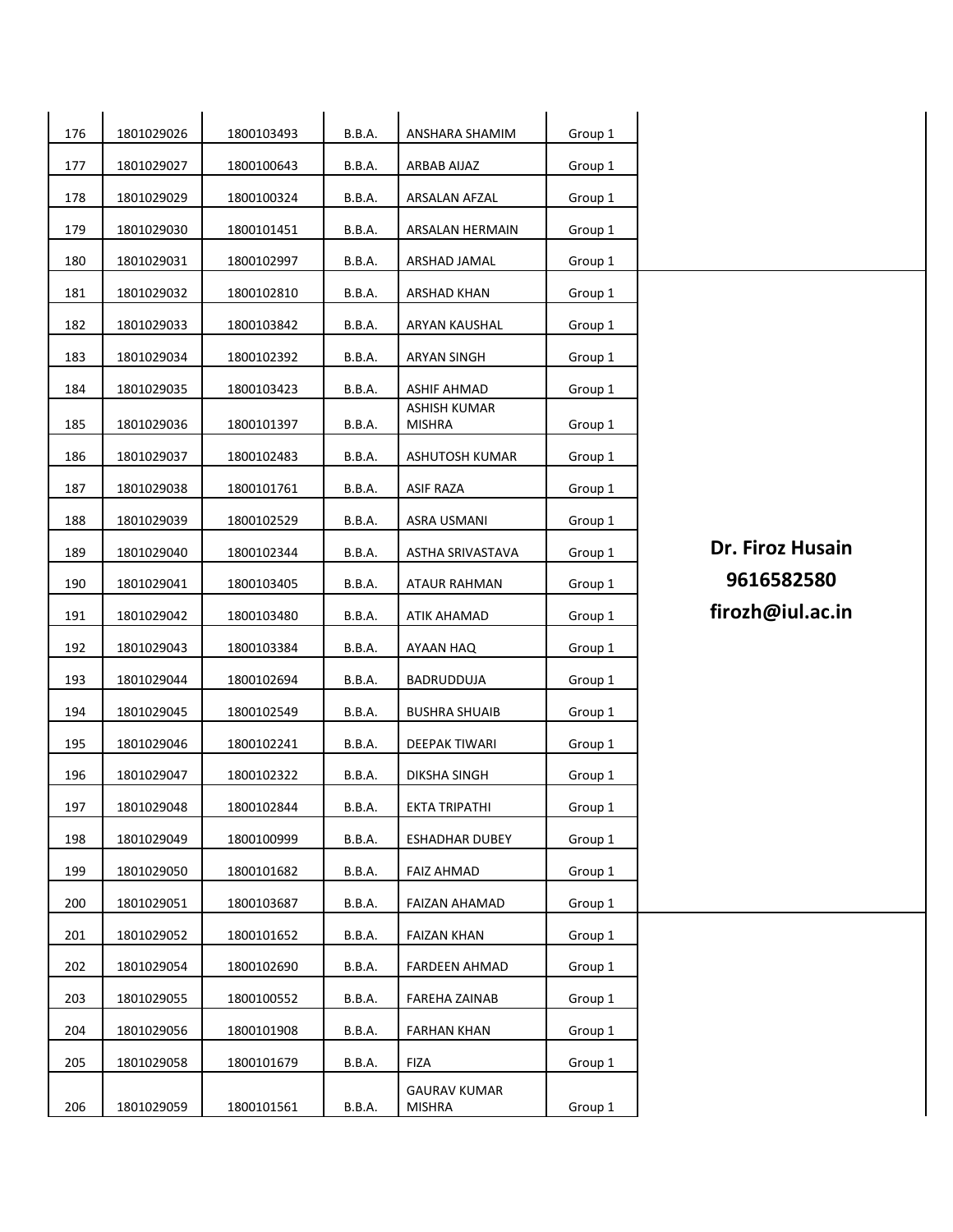| | | | | | | |
|---|---|---|---|---|---|---|
| 176 | 1801029026 | 1800103493 | B.B.A. | ANSHARA SHAMIM | Group 1 | |
| 177 | 1801029027 | 1800100643 | B.B.A. | ARBAB AIJAZ | Group 1 | |
| 178 | 1801029029 | 1800100324 | B.B.A. | ARSALAN AFZAL | Group 1 | |
| 179 | 1801029030 | 1800101451 | B.B.A. | ARSALAN HERMAIN | Group 1 | |
| 180 | 1801029031 | 1800102997 | B.B.A. | ARSHAD JAMAL | Group 1 | |
| 181 | 1801029032 | 1800102810 | B.B.A. | ARSHAD KHAN | Group 1 | **Dr. Firoz Husain 9616582580 firozh@iul.ac.in** |
| 182 | 1801029033 | 1800103842 | B.B.A. | ARYAN KAUSHAL | Group 1 | |
| 183 | 1801029034 | 1800102392 | B.B.A. | ARYAN SINGH | Group 1 | |
| 184 | 1801029035 | 1800103423 | B.B.A. | ASHIF AHMAD | Group 1 | |
| 185 | 1801029036 | 1800101397 | B.B.A. | ASHISH KUMAR MISHRA | Group 1 | |
| 186 | 1801029037 | 1800102483 | B.B.A. | ASHUTOSH KUMAR | Group 1 | |
| 187 | 1801029038 | 1800101761 | B.B.A. | ASIF RAZA | Group 1 | |
| 188 | 1801029039 | 1800102529 | B.B.A. | ASRA USMANI | Group 1 | |
| 189 | 1801029040 | 1800102344 | B.B.A. | ASTHA SRIVASTAVA | Group 1 | |
| 190 | 1801029041 | 1800103405 | B.B.A. | ATAUR RAHMAN | Group 1 | |
| 191 | 1801029042 | 1800103480 | B.B.A. | ATIK AHAMAD | Group 1 | |
| 192 | 1801029043 | 1800103384 | B.B.A. | AYAAN HAQ | Group 1 | |
| 193 | 1801029044 | 1800102694 | B.B.A. | BADRUDDUJA | Group 1 | |
| 194 | 1801029045 | 1800102549 | B.B.A. | BUSHRA SHUAIB | Group 1 | |
| 195 | 1801029046 | 1800102241 | B.B.A. | DEEPAK TIWARI | Group 1 | |
| 196 | 1801029047 | 1800102322 | B.B.A. | DIKSHA SINGH | Group 1 | |
| 197 | 1801029048 | 1800102844 | B.B.A. | EKTA TRIPATHI | Group 1 | |
| 198 | 1801029049 | 1800100999 | B.B.A. | ESHADHAR DUBEY | Group 1 | |
| 199 | 1801029050 | 1800101682 | B.B.A. | FAIZ AHMAD | Group 1 | |
| 200 | 1801029051 | 1800103687 | B.B.A. | FAIZAN AHAMAD | Group 1 | |
| 201 | 1801029052 | 1800101652 | B.B.A. | FAIZAN KHAN | Group 1 | |
| 202 | 1801029054 | 1800102690 | B.B.A. | FARDEEN AHMAD | Group 1 | |
| 203 | 1801029055 | 1800100552 | B.B.A. | FAREHA ZAINAB | Group 1 | |
| 204 | 1801029056 | 1800101908 | B.B.A. | FARHAN KHAN | Group 1 | |
| 205 | 1801029058 | 1800101679 | B.B.A. | FIZA | Group 1 | |
| 206 | 1801029059 | 1800101561 | B.B.A. | GAURAV KUMAR MISHRA | Group 1 | |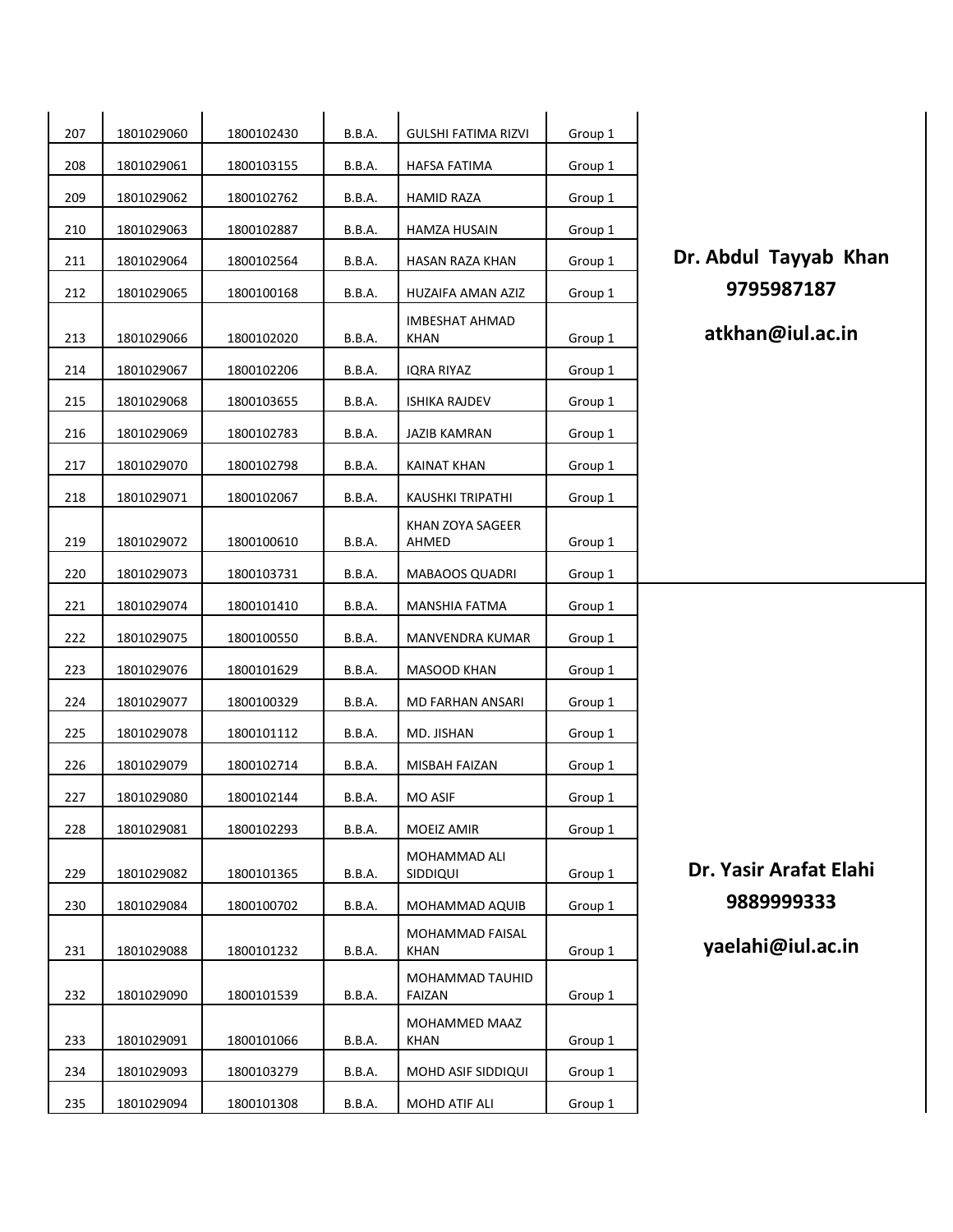| | | | | | | |
|---|---|---|---|---|---|---|
| 207 | 1801029060 | 1800102430 | B.B.A. | GULSHI FATIMA RIZVI | Group 1 | **Dr. Abdul Tayyab Khan 9795987187 atkhan@iul.ac.in** |
| 208 | 1801029061 | 1800103155 | B.B.A. | HAFSA FATIMA | Group 1 | |
| 209 | 1801029062 | 1800102762 | B.B.A. | HAMID RAZA | Group 1 | |
| 210 | 1801029063 | 1800102887 | B.B.A. | HAMZA HUSAIN | Group 1 | |
| 211 | 1801029064 | 1800102564 | B.B.A. | HASAN RAZA KHAN | Group 1 | |
| 212 | 1801029065 | 1800100168 | B.B.A. | HUZAIFA AMAN AZIZ | Group 1 | |
| 213 | 1801029066 | 1800102020 | B.B.A. | IMBESHAT AHMAD KHAN | Group 1 | |
| 214 | 1801029067 | 1800102206 | B.B.A. | IQRA RIYAZ | Group 1 | |
| 215 | 1801029068 | 1800103655 | B.B.A. | ISHIKA RAJDEV | Group 1 | |
| 216 | 1801029069 | 1800102783 | B.B.A. | JAZIB KAMRAN | Group 1 | |
| 217 | 1801029070 | 1800102798 | B.B.A. | KAINAT KHAN | Group 1 | |
| 218 | 1801029071 | 1800102067 | B.B.A. | KAUSHKI TRIPATHI | Group 1 | |
| 219 | 1801029072 | 1800100610 | B.B.A. | KHAN ZOYA SAGEER AHMED | Group 1 | |
| 220 | 1801029073 | 1800103731 | B.B.A. | MABAOOS QUADRI | Group 1 | |
| 221 | 1801029074 | 1800101410 | B.B.A. | MANSHIA FATMA | Group 1 | **Dr. Yasir Arafat Elahi 9889999333 yaelahi@iul.ac.in** |
| 222 | 1801029075 | 1800100550 | B.B.A. | MANVENDRA KUMAR | Group 1 | |
| 223 | 1801029076 | 1800101629 | B.B.A. | MASOOD KHAN | Group 1 | |
| 224 | 1801029077 | 1800100329 | B.B.A. | MD FARHAN ANSARI | Group 1 | |
| 225 | 1801029078 | 1800101112 | B.B.A. | MD. JISHAN | Group 1 | |
| 226 | 1801029079 | 1800102714 | B.B.A. | MISBAH FAIZAN | Group 1 | |
| 227 | 1801029080 | 1800102144 | B.B.A. | MO ASIF | Group 1 | |
| 228 | 1801029081 | 1800102293 | B.B.A. | MOEIZ AMIR | Group 1 | |
| 229 | 1801029082 | 1800101365 | B.B.A. | MOHAMMAD ALI SIDDIQUI | Group 1 | |
| 230 | 1801029084 | 1800100702 | B.B.A. | MOHAMMAD AQUIB | Group 1 | |
| 231 | 1801029088 | 1800101232 | B.B.A. | MOHAMMAD FAISAL KHAN | Group 1 | |
| 232 | 1801029090 | 1800101539 | B.B.A. | MOHAMMAD TAUHID FAIZAN | Group 1 | |
| 233 | 1801029091 | 1800101066 | B.B.A. | MOHAMMED MAAZ KHAN | Group 1 | |
| 234 | 1801029093 | 1800103279 | B.B.A. | MOHD ASIF SIDDIQUI | Group 1 | |
| 235 | 1801029094 | 1800101308 | B.B.A. | MOHD ATIF ALI | Group 1 | |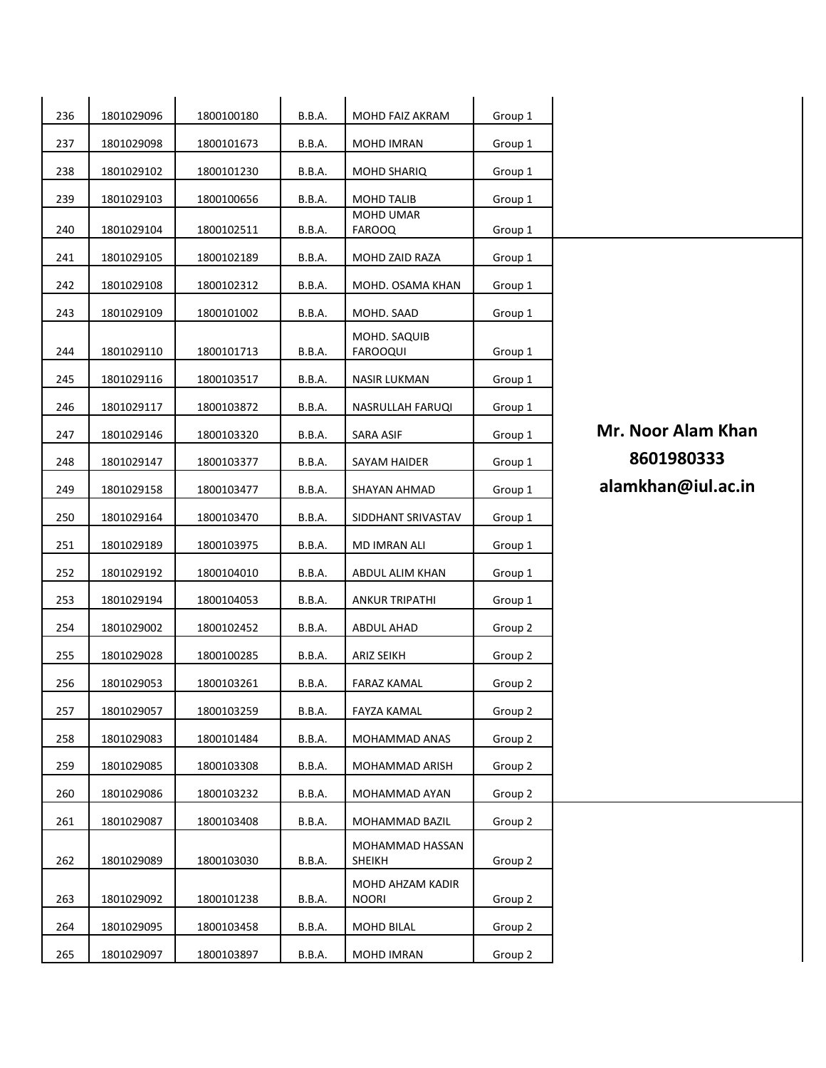| | | | | | | |
|---|---|---|---|---|---|---|
| 236 | 1801029096 | 1800100180 | B.B.A. | MOHD FAIZ AKRAM | Group 1 | |
| 237 | 1801029098 | 1800101673 | B.B.A. | MOHD IMRAN | Group 1 | |
| 238 | 1801029102 | 1800101230 | B.B.A. | MOHD SHARIQ | Group 1 | |
| 239 | 1801029103 | 1800100656 | B.B.A. | MOHD TALIB | Group 1 | |
| 240 | 1801029104 | 1800102511 | B.B.A. | MOHD UMAR FAROOQ | Group 1 | |
| 241 | 1801029105 | 1800102189 | B.B.A. | MOHD ZAID RAZA | Group 1 | **Mr. Noor Alam Khan 8601980333 alamkhan@iul.ac.in** |
| 242 | 1801029108 | 1800102312 | B.B.A. | MOHD. OSAMA KHAN | Group 1 | |
| 243 | 1801029109 | 1800101002 | B.B.A. | MOHD. SAAD | Group 1 | |
| 244 | 1801029110 | 1800101713 | B.B.A. | MOHD. SAQUIB FAROOQUI | Group 1 | |
| 245 | 1801029116 | 1800103517 | B.B.A. | NASIR LUKMAN | Group 1 | |
| 246 | 1801029117 | 1800103872 | B.B.A. | NASRULLAH FARUQI | Group 1 | |
| 247 | 1801029146 | 1800103320 | B.B.A. | SARA ASIF | Group 1 | |
| 248 | 1801029147 | 1800103377 | B.B.A. | SAYAM HAIDER | Group 1 | |
| 249 | 1801029158 | 1800103477 | B.B.A. | SHAYAN AHMAD | Group 1 | |
| 250 | 1801029164 | 1800103470 | B.B.A. | SIDDHANT SRIVASTAV | Group 1 | |
| 251 | 1801029189 | 1800103975 | B.B.A. | MD IMRAN ALI | Group 1 | |
| 252 | 1801029192 | 1800104010 | B.B.A. | ABDUL ALIM KHAN | Group 1 | |
| 253 | 1801029194 | 1800104053 | B.B.A. | ANKUR TRIPATHI | Group 1 | |
| 254 | 1801029002 | 1800102452 | B.B.A. | ABDUL AHAD | Group 2 | |
| 255 | 1801029028 | 1800100285 | B.B.A. | ARIZ SEIKH | Group 2 | |
| 256 | 1801029053 | 1800103261 | B.B.A. | FARAZ KAMAL | Group 2 | |
| 257 | 1801029057 | 1800103259 | B.B.A. | FAYZA KAMAL | Group 2 | |
| 258 | 1801029083 | 1800101484 | B.B.A. | MOHAMMAD ANAS | Group 2 | |
| 259 | 1801029085 | 1800103308 | B.B.A. | MOHAMMAD ARISH | Group 2 | |
| 260 | 1801029086 | 1800103232 | B.B.A. | MOHAMMAD AYAN | Group 2 | |
| 261 | 1801029087 | 1800103408 | B.B.A. | MOHAMMAD BAZIL | Group 2 | |
| 262 | 1801029089 | 1800103030 | B.B.A. | MOHAMMAD HASSAN SHEIKH | Group 2 | |
| 263 | 1801029092 | 1800101238 | B.B.A. | MOHD AHZAM KADIR NOORI | Group 2 | |
| 264 | 1801029095 | 1800103458 | B.B.A. | MOHD BILAL | Group 2 | |
| 265 | 1801029097 | 1800103897 | B.B.A. | MOHD IMRAN | Group 2 | |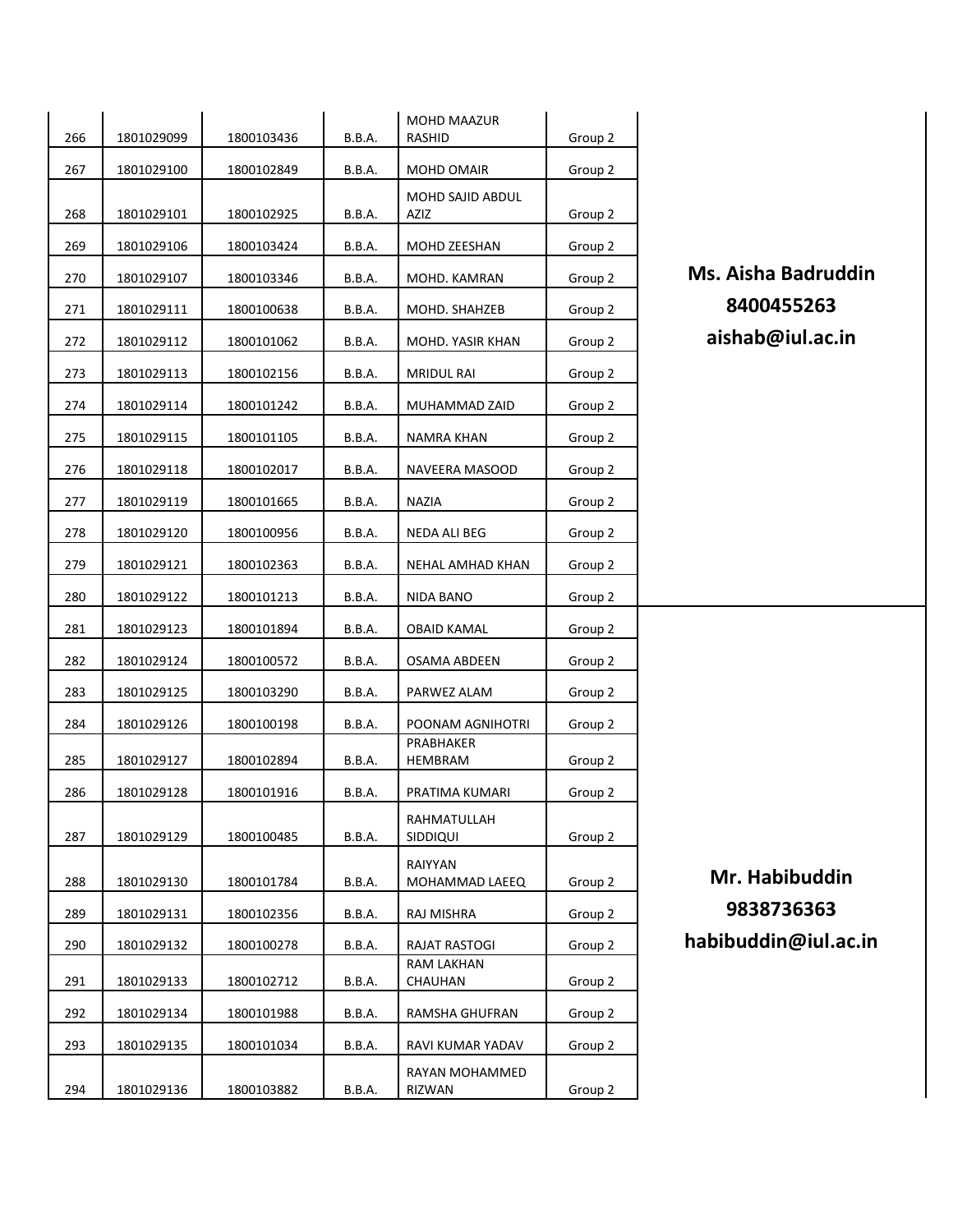| | | | | | | |
|---|---|---|---|---|---|---|
| 266 | 1801029099 | 1800103436 | B.B.A. | MOHD MAAZUR RASHID | Group 2 | Ms. Aisha Badruddin 8400455263 aishab@iul.ac.in |
| 267 | 1801029100 | 1800102849 | B.B.A. | MOHD OMAIR | Group 2 | |
| 268 | 1801029101 | 1800102925 | B.B.A. | MOHD SAJID ABDUL AZIZ | Group 2 | |
| 269 | 1801029106 | 1800103424 | B.B.A. | MOHD ZEESHAN | Group 2 | |
| 270 | 1801029107 | 1800103346 | B.B.A. | MOHD. KAMRAN | Group 2 | |
| 271 | 1801029111 | 1800100638 | B.B.A. | MOHD. SHAHZEB | Group 2 | |
| 272 | 1801029112 | 1800101062 | B.B.A. | MOHD. YASIR KHAN | Group 2 | |
| 273 | 1801029113 | 1800102156 | B.B.A. | MRIDUL RAI | Group 2 | |
| 274 | 1801029114 | 1800101242 | B.B.A. | MUHAMMAD ZAID | Group 2 | |
| 275 | 1801029115 | 1800101105 | B.B.A. | NAMRA KHAN | Group 2 | |
| 276 | 1801029118 | 1800102017 | B.B.A. | NAVEERA MASOOD | Group 2 | |
| 277 | 1801029119 | 1800101665 | B.B.A. | NAZIA | Group 2 | |
| 278 | 1801029120 | 1800100956 | B.B.A. | NEDA ALI BEG | Group 2 | |
| 279 | 1801029121 | 1800102363 | B.B.A. | NEHAL AMHAD KHAN | Group 2 | |
| 280 | 1801029122 | 1800101213 | B.B.A. | NIDA BANO | Group 2 | |
| 281 | 1801029123 | 1800101894 | B.B.A. | OBAID KAMAL | Group 2 | Mr. Habibuddin 9838736363 habibuddin@iul.ac.in |
| 282 | 1801029124 | 1800100572 | B.B.A. | OSAMA ABDEEN | Group 2 | |
| 283 | 1801029125 | 1800103290 | B.B.A. | PARWEZ ALAM | Group 2 | |
| 284 | 1801029126 | 1800100198 | B.B.A. | POONAM AGNIHOTRI | Group 2 | |
| 285 | 1801029127 | 1800102894 | B.B.A. | PRABHAKER HEMBRAM | Group 2 | |
| 286 | 1801029128 | 1800101916 | B.B.A. | PRATIMA KUMARI | Group 2 | |
| 287 | 1801029129 | 1800100485 | B.B.A. | RAHMATULLAH SIDDIQUI | Group 2 | |
| 288 | 1801029130 | 1800101784 | B.B.A. | RAIYYAN MOHAMMAD LAEEQ | Group 2 | |
| 289 | 1801029131 | 1800102356 | B.B.A. | RAJ MISHRA | Group 2 | |
| 290 | 1801029132 | 1800100278 | B.B.A. | RAJAT RASTOGI | Group 2 | |
| 291 | 1801029133 | 1800102712 | B.B.A. | RAM LAKHAN CHAUHAN | Group 2 | |
| 292 | 1801029134 | 1800101988 | B.B.A. | RAMSHA GHUFRAN | Group 2 | |
| 293 | 1801029135 | 1800101034 | B.B.A. | RAVI KUMAR YADAV | Group 2 | |
| 294 | 1801029136 | 1800103882 | B.B.A. | RAYAN MOHAMMED RIZWAN | Group 2 | |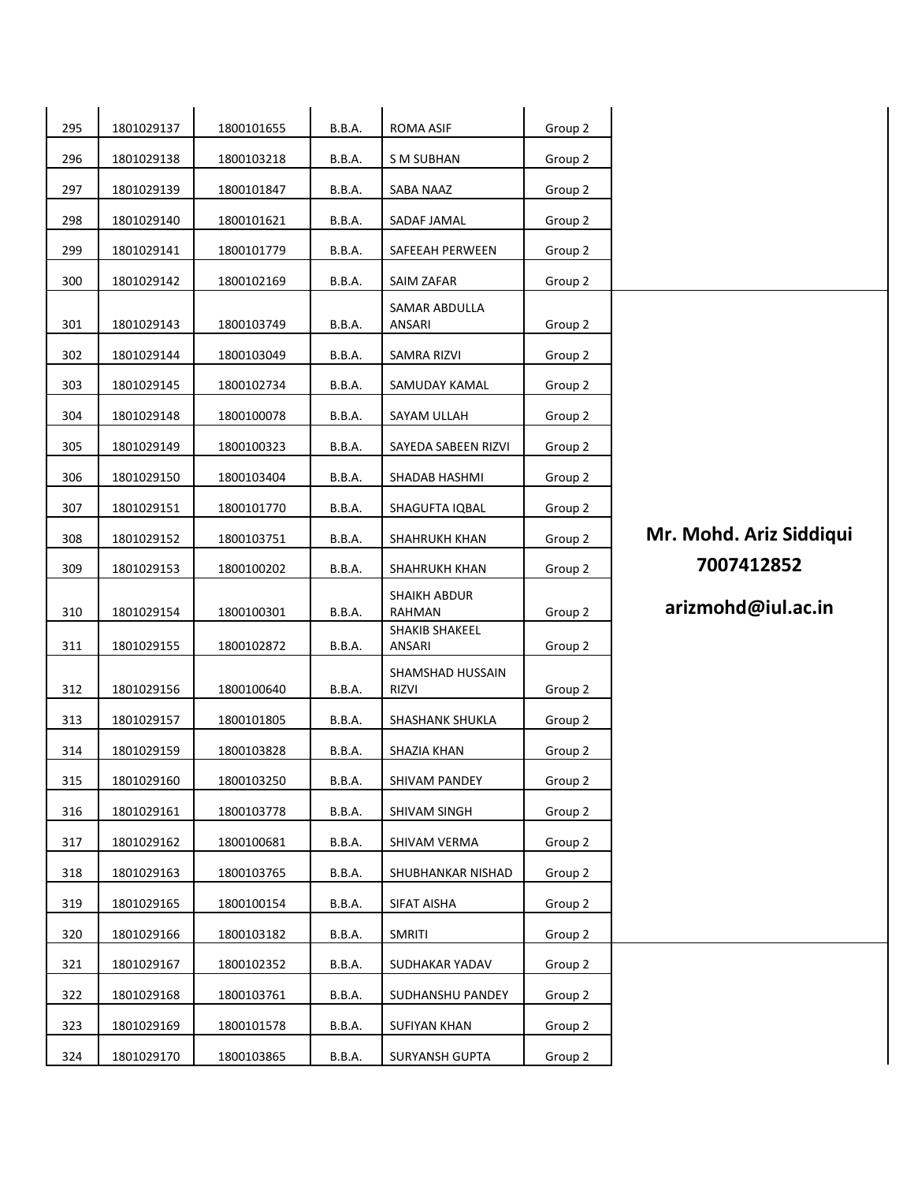| | | | | | | |
|---|---|---|---|---|---|---|
| 295 | 1801029137 | 1800101655 | B.B.A. | ROMA ASIF | Group 2 | |
| 296 | 1801029138 | 1800103218 | B.B.A. | S M SUBHAN | Group 2 | |
| 297 | 1801029139 | 1800101847 | B.B.A. | SABA NAAZ | Group 2 | |
| 298 | 1801029140 | 1800101621 | B.B.A. | SADAF JAMAL | Group 2 | |
| 299 | 1801029141 | 1800101779 | B.B.A. | SAFEEAH PERWEEN | Group 2 | |
| 300 | 1801029142 | 1800102169 | B.B.A. | SAIM ZAFAR | Group 2 | |
| 301 | 1801029143 | 1800103749 | B.B.A. | SAMAR ABDULLA ANSARI | Group 2 | **Mr. Mohd. Ariz Siddiqui 7007412852 arizmohd@iul.ac.in** |
| 302 | 1801029144 | 1800103049 | B.B.A. | SAMRA RIZVI | Group 2 | |
| 303 | 1801029145 | 1800102734 | B.B.A. | SAMUDAY KAMAL | Group 2 | |
| 304 | 1801029148 | 1800100078 | B.B.A. | SAYAM ULLAH | Group 2 | |
| 305 | 1801029149 | 1800100323 | B.B.A. | SAYEDA SABEEN RIZVI | Group 2 | |
| 306 | 1801029150 | 1800103404 | B.B.A. | SHADAB HASHMI | Group 2 | |
| 307 | 1801029151 | 1800101770 | B.B.A. | SHAGUFTA IQBAL | Group 2 | |
| 308 | 1801029152 | 1800103751 | B.B.A. | SHAHRUKH KHAN | Group 2 | |
| 309 | 1801029153 | 1800100202 | B.B.A. | SHAHRUKH KHAN | Group 2 | |
| 310 | 1801029154 | 1800100301 | B.B.A. | SHAIKH ABDUR RAHMAN | Group 2 | |
| 311 | 1801029155 | 1800102872 | B.B.A. | SHAKIB SHAKEEL ANSARI | Group 2 | |
| 312 | 1801029156 | 1800100640 | B.B.A. | SHAMSHAD HUSSAIN RIZVI | Group 2 | |
| 313 | 1801029157 | 1800101805 | B.B.A. | SHASHANK SHUKLA | Group 2 | |
| 314 | 1801029159 | 1800103828 | B.B.A. | SHAZIA KHAN | Group 2 | |
| 315 | 1801029160 | 1800103250 | B.B.A. | SHIVAM PANDEY | Group 2 | |
| 316 | 1801029161 | 1800103778 | B.B.A. | SHIVAM SINGH | Group 2 | |
| 317 | 1801029162 | 1800100681 | B.B.A. | SHIVAM VERMA | Group 2 | |
| 318 | 1801029163 | 1800103765 | B.B.A. | SHUBHANKAR NISHAD | Group 2 | |
| 319 | 1801029165 | 1800100154 | B.B.A. | SIFAT AISHA | Group 2 | |
| 320 | 1801029166 | 1800103182 | B.B.A. | SMRITI | Group 2 | |
| 321 | 1801029167 | 1800102352 | B.B.A. | SUDHAKAR YADAV | Group 2 | |
| 322 | 1801029168 | 1800103761 | B.B.A. | SUDHANSHU PANDEY | Group 2 | |
| 323 | 1801029169 | 1800101578 | B.B.A. | SUFIYAN KHAN | Group 2 | |
| 324 | 1801029170 | 1800103865 | B.B.A. | SURYANSH GUPTA | Group 2 | |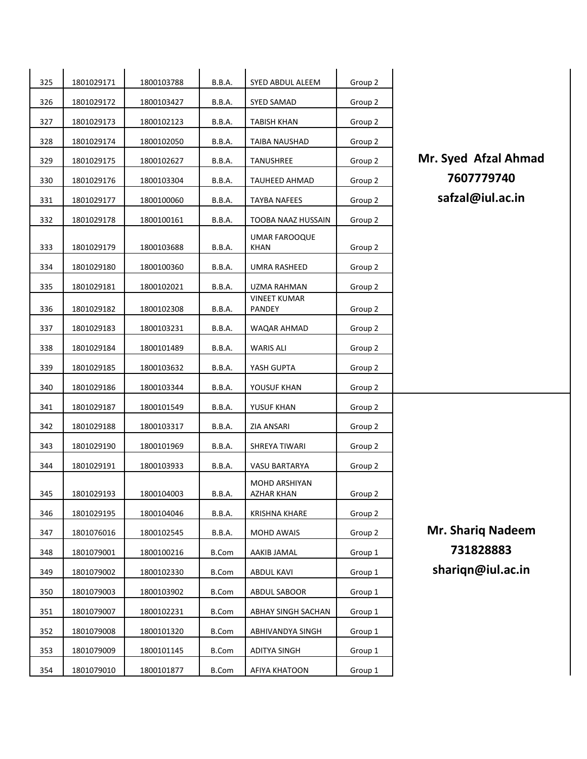| | | | | | | |
|---|---|---|---|---|---|---|
| 325 | 1801029171 | 1800103788 | B.B.A. | SYED ABDUL ALEEM | Group 2 | **Mr. Syed Afzal Ahmad 7607779740 safzal@iul.ac.in** |
| 326 | 1801029172 | 1800103427 | B.B.A. | SYED SAMAD | Group 2 | |
| 327 | 1801029173 | 1800102123 | B.B.A. | TABISH KHAN | Group 2 | |
| 328 | 1801029174 | 1800102050 | B.B.A. | TAIBA NAUSHAD | Group 2 | |
| 329 | 1801029175 | 1800102627 | B.B.A. | TANUSHREE | Group 2 | |
| 330 | 1801029176 | 1800103304 | B.B.A. | TAUHEED AHMAD | Group 2 | |
| 331 | 1801029177 | 1800100060 | B.B.A. | TAYBA NAFEES | Group 2 | |
| 332 | 1801029178 | 1800100161 | B.B.A. | TOOBA NAAZ HUSSAIN | Group 2 | |
| 333 | 1801029179 | 1800103688 | B.B.A. | UMAR FAROOQUE KHAN | Group 2 | |
| 334 | 1801029180 | 1800100360 | B.B.A. | UMRA RASHEED | Group 2 | |
| 335 | 1801029181 | 1800102021 | B.B.A. | UZMA RAHMAN | Group 2 | |
| 336 | 1801029182 | 1800102308 | B.B.A. | VINEET KUMAR PANDEY | Group 2 | |
| 337 | 1801029183 | 1800103231 | B.B.A. | WAQAR AHMAD | Group 2 | |
| 338 | 1801029184 | 1800101489 | B.B.A. | WARIS ALI | Group 2 | |
| 339 | 1801029185 | 1800103632 | B.B.A. | YASH GUPTA | Group 2 | |
| 340 | 1801029186 | 1800103344 | B.B.A. | YOUSUF KHAN | Group 2 | |
| 341 | 1801029187 | 1800101549 | B.B.A. | YUSUF KHAN | Group 2 | **Mr. Shariq Nadeem 731828883 shariqn@iul.ac.in** |
| 342 | 1801029188 | 1800103317 | B.B.A. | ZIA ANSARI | Group 2 | |
| 343 | 1801029190 | 1800101969 | B.B.A. | SHREYA TIWARI | Group 2 | |
| 344 | 1801029191 | 1800103933 | B.B.A. | VASU BARTARYA | Group 2 | |
| 345 | 1801029193 | 1800104003 | B.B.A. | MOHD ARSHIYAN AZHAR KHAN | Group 2 | |
| 346 | 1801029195 | 1800104046 | B.B.A. | KRISHNA KHARE | Group 2 | |
| 347 | 1801076016 | 1800102545 | B.B.A. | MOHD AWAIS | Group 2 | |
| 348 | 1801079001 | 1800100216 | B.Com | AAKIB JAMAL | Group 1 | |
| 349 | 1801079002 | 1800102330 | B.Com | ABDUL KAVI | Group 1 | |
| 350 | 1801079003 | 1800103902 | B.Com | ABDUL SABOOR | Group 1 | |
| 351 | 1801079007 | 1800102231 | B.Com | ABHAY SINGH SACHAN | Group 1 | |
| 352 | 1801079008 | 1800101320 | B.Com | ABHIVANDYA SINGH | Group 1 | |
| 353 | 1801079009 | 1800101145 | B.Com | ADITYA SINGH | Group 1 | |
| 354 | 1801079010 | 1800101877 | B.Com | AFIYA KHATOON | Group 1 | |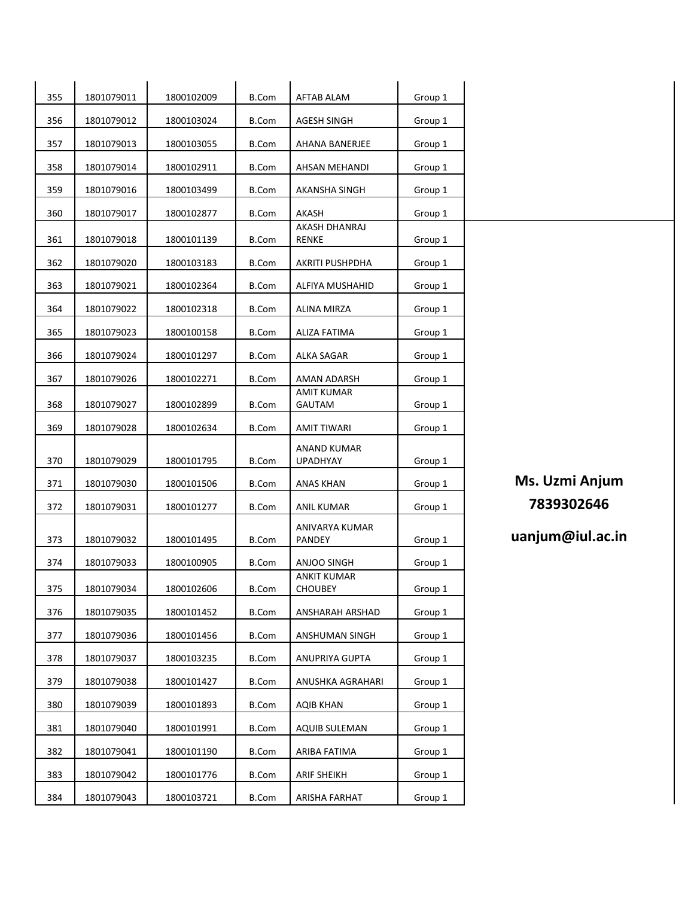| | | | | | | |
|---|---|---|---|---|---|---|
| 355 | 1801079011 | 1800102009 | B.Com | AFTAB ALAM | Group 1 | |
| 356 | 1801079012 | 1800103024 | B.Com | AGESH SINGH | Group 1 | |
| 357 | 1801079013 | 1800103055 | B.Com | AHANA BANERJEE | Group 1 | |
| 358 | 1801079014 | 1800102911 | B.Com | AHSAN MEHANDI | Group 1 | |
| 359 | 1801079016 | 1800103499 | B.Com | AKANSHA SINGH | Group 1 | |
| 360 | 1801079017 | 1800102877 | B.Com | AKASH | Group 1 | |
| 361 | 1801079018 | 1800101139 | B.Com | AKASH DHANRAJ RENKE | Group 1 | **Ms. Uzmi Anjum 7839302646 uanjum@iul.ac.in** |
| 362 | 1801079020 | 1800103183 | B.Com | AKRITI PUSHPDHA | Group 1 | |
| 363 | 1801079021 | 1800102364 | B.Com | ALFIYA MUSHAHID | Group 1 | |
| 364 | 1801079022 | 1800102318 | B.Com | ALINA MIRZA | Group 1 | |
| 365 | 1801079023 | 1800100158 | B.Com | ALIZA FATIMA | Group 1 | |
| 366 | 1801079024 | 1800101297 | B.Com | ALKA SAGAR | Group 1 | |
| 367 | 1801079026 | 1800102271 | B.Com | AMAN ADARSH | Group 1 | |
| 368 | 1801079027 | 1800102899 | B.Com | AMIT KUMAR GAUTAM | Group 1 | |
| 369 | 1801079028 | 1800102634 | B.Com | AMIT TIWARI | Group 1 | |
| 370 | 1801079029 | 1800101795 | B.Com | ANAND KUMAR UPADHYAY | Group 1 | |
| 371 | 1801079030 | 1800101506 | B.Com | ANAS KHAN | Group 1 | |
| 372 | 1801079031 | 1800101277 | B.Com | ANIL KUMAR | Group 1 | |
| 373 | 1801079032 | 1800101495 | B.Com | ANIVARYA KUMAR PANDEY | Group 1 | |
| 374 | 1801079033 | 1800100905 | B.Com | ANJOO SINGH | Group 1 | |
| 375 | 1801079034 | 1800102606 | B.Com | ANKIT KUMAR CHOUBEY | Group 1 | |
| 376 | 1801079035 | 1800101452 | B.Com | ANSHARAH ARSHAD | Group 1 | |
| 377 | 1801079036 | 1800101456 | B.Com | ANSHUMAN SINGH | Group 1 | |
| 378 | 1801079037 | 1800103235 | B.Com | ANUPRIYA GUPTA | Group 1 | |
| 379 | 1801079038 | 1800101427 | B.Com | ANUSHKA AGRAHARI | Group 1 | |
| 380 | 1801079039 | 1800101893 | B.Com | AQIB KHAN | Group 1 | |
| 381 | 1801079040 | 1800101991 | B.Com | AQUIB SULEMAN | Group 1 | |
| 382 | 1801079041 | 1800101190 | B.Com | ARIBA FATIMA | Group 1 | |
| 383 | 1801079042 | 1800101776 | B.Com | ARIF SHEIKH | Group 1 | |
| 384 | 1801079043 | 1800103721 | B.Com | ARISHA FARHAT | Group 1 | |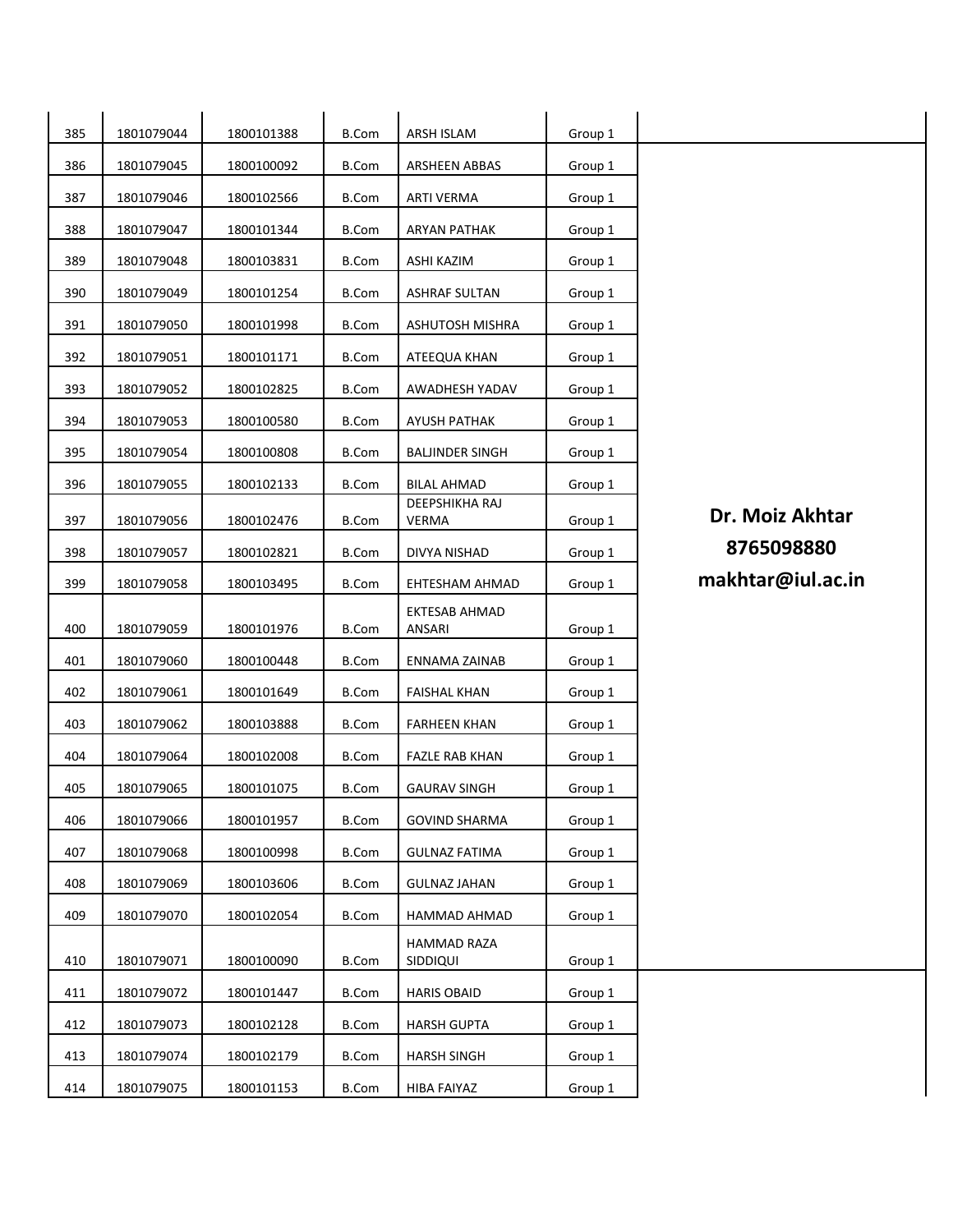| | | | | | | |
|---|---|---|---|---|---|---|
| 385 | 1801079044 | 1800101388 | B.Com | ARSH ISLAM | Group 1 | |
| 386 | 1801079045 | 1800100092 | B.Com | ARSHEEN ABBAS | Group 1 | **Dr. Moiz Akhtar 8765098880 makhtar@iul.ac.in** |
| 387 | 1801079046 | 1800102566 | B.Com | ARTI VERMA | Group 1 | |
| 388 | 1801079047 | 1800101344 | B.Com | ARYAN PATHAK | Group 1 | |
| 389 | 1801079048 | 1800103831 | B.Com | ASHI KAZIM | Group 1 | |
| 390 | 1801079049 | 1800101254 | B.Com | ASHRAF SULTAN | Group 1 | |
| 391 | 1801079050 | 1800101998 | B.Com | ASHUTOSH MISHRA | Group 1 | |
| 392 | 1801079051 | 1800101171 | B.Com | ATEEQUA KHAN | Group 1 | |
| 393 | 1801079052 | 1800102825 | B.Com | AWADHESH YADAV | Group 1 | |
| 394 | 1801079053 | 1800100580 | B.Com | AYUSH PATHAK | Group 1 | |
| 395 | 1801079054 | 1800100808 | B.Com | BALJINDER SINGH | Group 1 | |
| 396 | 1801079055 | 1800102133 | B.Com | BILAL AHMAD | Group 1 | |
| 397 | 1801079056 | 1800102476 | B.Com | DEEPSHIKHA RAJ VERMA | Group 1 | |
| 398 | 1801079057 | 1800102821 | B.Com | DIVYA NISHAD | Group 1 | |
| 399 | 1801079058 | 1800103495 | B.Com | EHTESHAM AHMAD | Group 1 | |
| 400 | 1801079059 | 1800101976 | B.Com | EKTESAB AHMAD ANSARI | Group 1 | |
| 401 | 1801079060 | 1800100448 | B.Com | ENNAMA ZAINAB | Group 1 | |
| 402 | 1801079061 | 1800101649 | B.Com | FAISHAL KHAN | Group 1 | |
| 403 | 1801079062 | 1800103888 | B.Com | FARHEEN KHAN | Group 1 | |
| 404 | 1801079064 | 1800102008 | B.Com | FAZLE RAB KHAN | Group 1 | |
| 405 | 1801079065 | 1800101075 | B.Com | GAURAV SINGH | Group 1 | |
| 406 | 1801079066 | 1800101957 | B.Com | GOVIND SHARMA | Group 1 | |
| 407 | 1801079068 | 1800100998 | B.Com | GULNAZ FATIMA | Group 1 | |
| 408 | 1801079069 | 1800103606 | B.Com | GULNAZ JAHAN | Group 1 | |
| 409 | 1801079070 | 1800102054 | B.Com | HAMMAD AHMAD | Group 1 | |
| 410 | 1801079071 | 1800100090 | B.Com | HAMMAD RAZA SIDDIQUI | Group 1 | |
| 411 | 1801079072 | 1800101447 | B.Com | HARIS OBAID | Group 1 | |
| 412 | 1801079073 | 1800102128 | B.Com | HARSH GUPTA | Group 1 | |
| 413 | 1801079074 | 1800102179 | B.Com | HARSH SINGH | Group 1 | |
| 414 | 1801079075 | 1800101153 | B.Com | HIBA FAIYAZ | Group 1 | |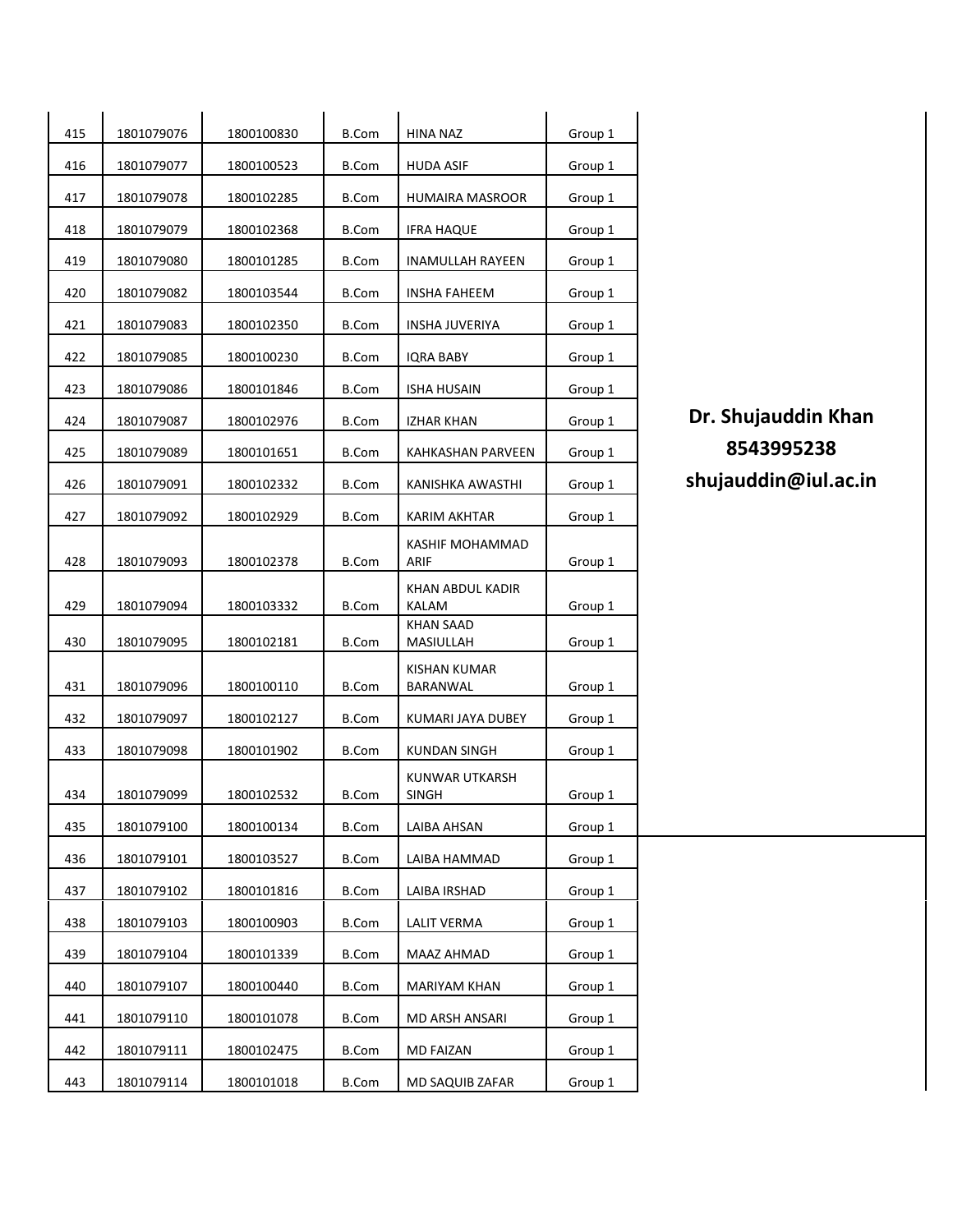| | | | | | | |
|---|---|---|---|---|---|---|
| 415 | 1801079076 | 1800100830 | B.Com | HINA NAZ | Group 1 | **Dr. Shujauddin Khan 8543995238 shujauddin@iul.ac.in** |
| 416 | 1801079077 | 1800100523 | B.Com | HUDA ASIF | Group 1 | |
| 417 | 1801079078 | 1800102285 | B.Com | HUMAIRA MASROOR | Group 1 | |
| 418 | 1801079079 | 1800102368 | B.Com | IFRA HAQUE | Group 1 | |
| 419 | 1801079080 | 1800101285 | B.Com | INAMULLAH RAYEEN | Group 1 | |
| 420 | 1801079082 | 1800103544 | B.Com | INSHA FAHEEM | Group 1 | |
| 421 | 1801079083 | 1800102350 | B.Com | INSHA JUVERIYA | Group 1 | |
| 422 | 1801079085 | 1800100230 | B.Com | IQRA BABY | Group 1 | |
| 423 | 1801079086 | 1800101846 | B.Com | ISHA HUSAIN | Group 1 | |
| 424 | 1801079087 | 1800102976 | B.Com | IZHAR KHAN | Group 1 | |
| 425 | 1801079089 | 1800101651 | B.Com | KAHKASHAN PARVEEN | Group 1 | |
| 426 | 1801079091 | 1800102332 | B.Com | KANISHKA AWASTHI | Group 1 | |
| 427 | 1801079092 | 1800102929 | B.Com | KARIM AKHTAR | Group 1 | |
| 428 | 1801079093 | 1800102378 | B.Com | KASHIF MOHAMMAD ARIF | Group 1 | |
| 429 | 1801079094 | 1800103332 | B.Com | KHAN ABDUL KADIR KALAM | Group 1 | |
| 430 | 1801079095 | 1800102181 | B.Com | KHAN SAAD MASIULLAH | Group 1 | |
| 431 | 1801079096 | 1800100110 | B.Com | KISHAN KUMAR BARANWAL | Group 1 | |
| 432 | 1801079097 | 1800102127 | B.Com | KUMARI JAYA DUBEY | Group 1 | |
| 433 | 1801079098 | 1800101902 | B.Com | KUNDAN SINGH | Group 1 | |
| 434 | 1801079099 | 1800102532 | B.Com | KUNWAR UTKARSH SINGH | Group 1 | |
| 435 | 1801079100 | 1800100134 | B.Com | LAIBA AHSAN | Group 1 | |
| 436 | 1801079101 | 1800103527 | B.Com | LAIBA HAMMAD | Group 1 | |
| 437 | 1801079102 | 1800101816 | B.Com | LAIBA IRSHAD | Group 1 | |
| 438 | 1801079103 | 1800100903 | B.Com | LALIT VERMA | Group 1 | |
| 439 | 1801079104 | 1800101339 | B.Com | MAAZ AHMAD | Group 1 | |
| 440 | 1801079107 | 1800100440 | B.Com | MARIYAM KHAN | Group 1 | |
| 441 | 1801079110 | 1800101078 | B.Com | MD ARSH ANSARI | Group 1 | |
| 442 | 1801079111 | 1800102475 | B.Com | MD FAIZAN | Group 1 | |
| 443 | 1801079114 | 1800101018 | B.Com | MD SAQUIB ZAFAR | Group 1 | |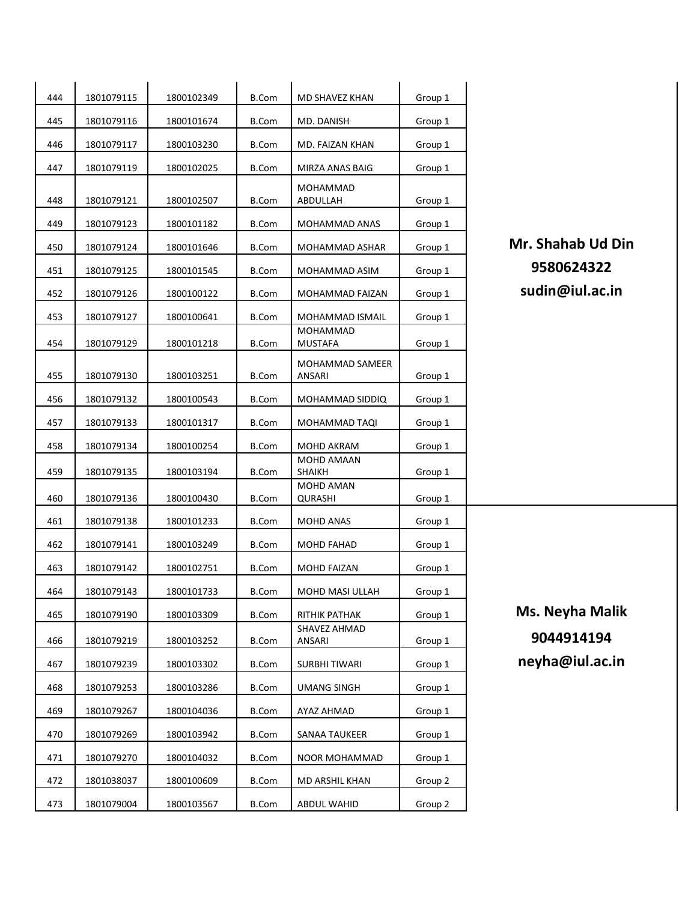| | | | | | | |
|---|---|---|---|---|---|---|
| 444 | 1801079115 | 1800102349 | B.Com | MD SHAVEZ KHAN | Group 1 | **Mr. Shahab Ud Din 9580624322 sudin@iul.ac.in** |
| 445 | 1801079116 | 1800101674 | B.Com | MD. DANISH | Group 1 | |
| 446 | 1801079117 | 1800103230 | B.Com | MD. FAIZAN KHAN | Group 1 | |
| 447 | 1801079119 | 1800102025 | B.Com | MIRZA ANAS BAIG | Group 1 | |
| 448 | 1801079121 | 1800102507 | B.Com | MOHAMMAD ABDULLAH | Group 1 | |
| 449 | 1801079123 | 1800101182 | B.Com | MOHAMMAD ANAS | Group 1 | |
| 450 | 1801079124 | 1800101646 | B.Com | MOHAMMAD ASHAR | Group 1 | |
| 451 | 1801079125 | 1800101545 | B.Com | MOHAMMAD ASIM | Group 1 | |
| 452 | 1801079126 | 1800100122 | B.Com | MOHAMMAD FAIZAN | Group 1 | |
| 453 | 1801079127 | 1800100641 | B.Com | MOHAMMAD ISMAIL | Group 1 | |
| 454 | 1801079129 | 1800101218 | B.Com | MOHAMMAD MUSTAFA | Group 1 | |
| 455 | 1801079130 | 1800103251 | B.Com | MOHAMMAD SAMEER ANSARI | Group 1 | |
| 456 | 1801079132 | 1800100543 | B.Com | MOHAMMAD SIDDIQ | Group 1 | |
| 457 | 1801079133 | 1800101317 | B.Com | MOHAMMAD TAQI | Group 1 | |
| 458 | 1801079134 | 1800100254 | B.Com | MOHD AKRAM | Group 1 | |
| 459 | 1801079135 | 1800103194 | B.Com | MOHD AMAAN SHAIKH | Group 1 | |
| 460 | 1801079136 | 1800100430 | B.Com | MOHD AMAN QURASHI | Group 1 | |
| 461 | 1801079138 | 1800101233 | B.Com | MOHD ANAS | Group 1 | **Ms. Neyha Malik 9044914194 neyha@iul.ac.in** |
| 462 | 1801079141 | 1800103249 | B.Com | MOHD FAHAD | Group 1 | |
| 463 | 1801079142 | 1800102751 | B.Com | MOHD FAIZAN | Group 1 | |
| 464 | 1801079143 | 1800101733 | B.Com | MOHD MASI ULLAH | Group 1 | |
| 465 | 1801079190 | 1800103309 | B.Com | RITHIK PATHAK | Group 1 | |
| 466 | 1801079219 | 1800103252 | B.Com | SHAVEZ AHMAD ANSARI | Group 1 | |
| 467 | 1801079239 | 1800103302 | B.Com | SURBHI TIWARI | Group 1 | |
| 468 | 1801079253 | 1800103286 | B.Com | UMANG SINGH | Group 1 | |
| 469 | 1801079267 | 1800104036 | B.Com | AYAZ AHMAD | Group 1 | |
| 470 | 1801079269 | 1800103942 | B.Com | SANAA TAUKEER | Group 1 | |
| 471 | 1801079270 | 1800104032 | B.Com | NOOR MOHAMMAD | Group 1 | |
| 472 | 1801038037 | 1800100609 | B.Com | MD ARSHIL KHAN | Group 2 | |
| 473 | 1801079004 | 1800103567 | B.Com | ABDUL WAHID | Group 2 | |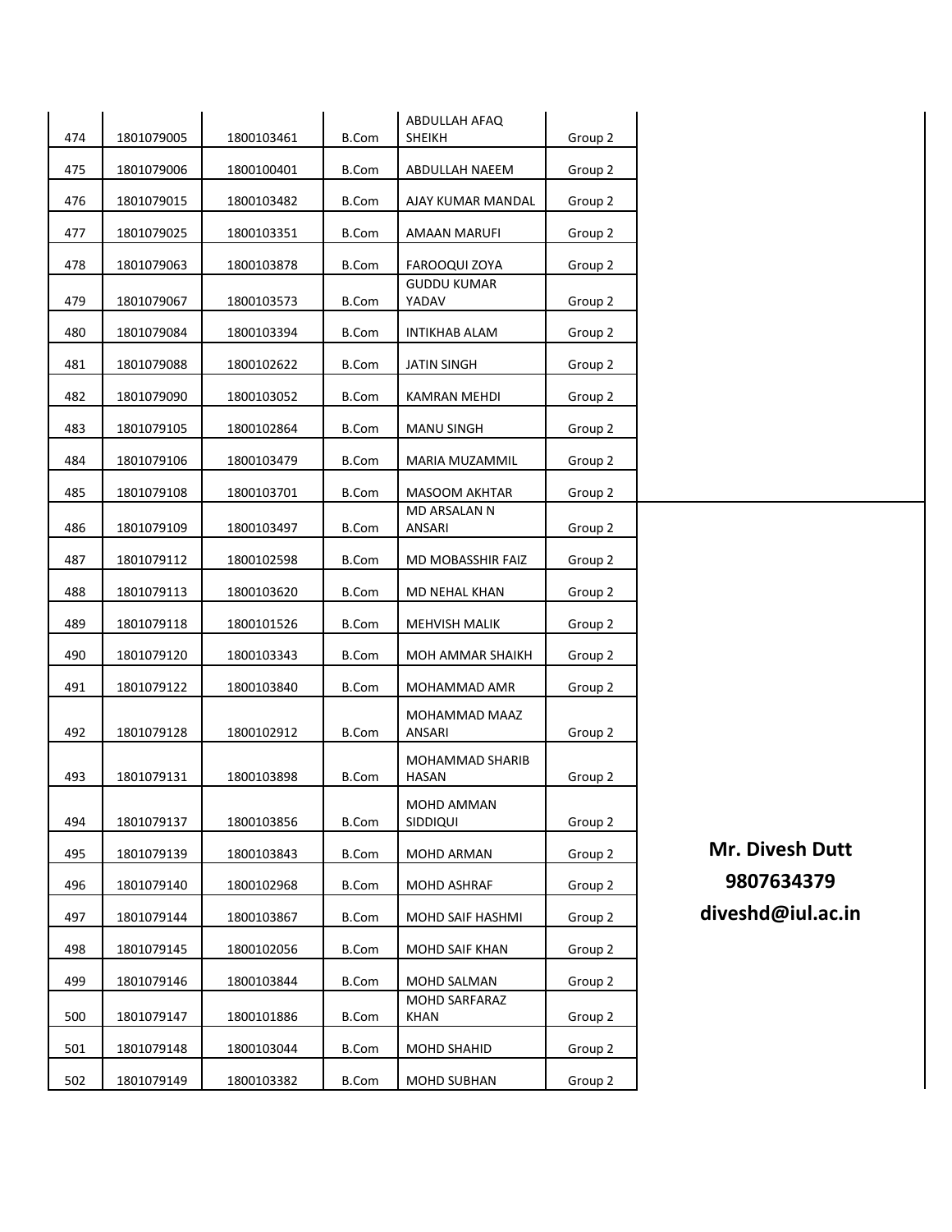| | | | | | | |
|---|---|---|---|---|---|---|
| 474 | 1801079005 | 1800103461 | B.Com | ABDULLAH AFAQ SHEIKH | Group 2 | |
| 475 | 1801079006 | 1800100401 | B.Com | ABDULLAH NAEEM | Group 2 | |
| 476 | 1801079015 | 1800103482 | B.Com | AJAY KUMAR MANDAL | Group 2 | |
| 477 | 1801079025 | 1800103351 | B.Com | AMAAN MARUFI | Group 2 | |
| 478 | 1801079063 | 1800103878 | B.Com | FAROOQUI ZOYA | Group 2 | |
| 479 | 1801079067 | 1800103573 | B.Com | GUDDU KUMAR YADAV | Group 2 | |
| 480 | 1801079084 | 1800103394 | B.Com | INTIKHAB ALAM | Group 2 | |
| 481 | 1801079088 | 1800102622 | B.Com | JATIN SINGH | Group 2 | |
| 482 | 1801079090 | 1800103052 | B.Com | KAMRAN MEHDI | Group 2 | |
| 483 | 1801079105 | 1800102864 | B.Com | MANU SINGH | Group 2 | |
| 484 | 1801079106 | 1800103479 | B.Com | MARIA MUZAMMIL | Group 2 | |
| 485 | 1801079108 | 1800103701 | B.Com | MASOOM AKHTAR | Group 2 | |
| 486 | 1801079109 | 1800103497 | B.Com | MD ARSALAN N ANSARI | Group 2 | **Mr. Divesh Dutt 9807634379 diveshd@iul.ac.in** |
| 487 | 1801079112 | 1800102598 | B.Com | MD MOBASSHIR FAIZ | Group 2 | |
| 488 | 1801079113 | 1800103620 | B.Com | MD NEHAL KHAN | Group 2 | |
| 489 | 1801079118 | 1800101526 | B.Com | MEHVISH MALIK | Group 2 | |
| 490 | 1801079120 | 1800103343 | B.Com | MOH AMMAR SHAIKH | Group 2 | |
| 491 | 1801079122 | 1800103840 | B.Com | MOHAMMAD AMR | Group 2 | |
| 492 | 1801079128 | 1800102912 | B.Com | MOHAMMAD MAAZ ANSARI | Group 2 | |
| 493 | 1801079131 | 1800103898 | B.Com | MOHAMMAD SHARIB HASAN | Group 2 | |
| 494 | 1801079137 | 1800103856 | B.Com | MOHD AMMAN SIDDIQUI | Group 2 | |
| 495 | 1801079139 | 1800103843 | B.Com | MOHD ARMAN | Group 2 | |
| 496 | 1801079140 | 1800102968 | B.Com | MOHD ASHRAF | Group 2 | |
| 497 | 1801079144 | 1800103867 | B.Com | MOHD SAIF HASHMI | Group 2 | |
| 498 | 1801079145 | 1800102056 | B.Com | MOHD SAIF KHAN | Group 2 | |
| 499 | 1801079146 | 1800103844 | B.Com | MOHD SALMAN | Group 2 | |
| 500 | 1801079147 | 1800101886 | B.Com | MOHD SARFARAZ KHAN | Group 2 | |
| 501 | 1801079148 | 1800103044 | B.Com | MOHD SHAHID | Group 2 | |
| 502 | 1801079149 | 1800103382 | B.Com | MOHD SUBHAN | Group 2 | |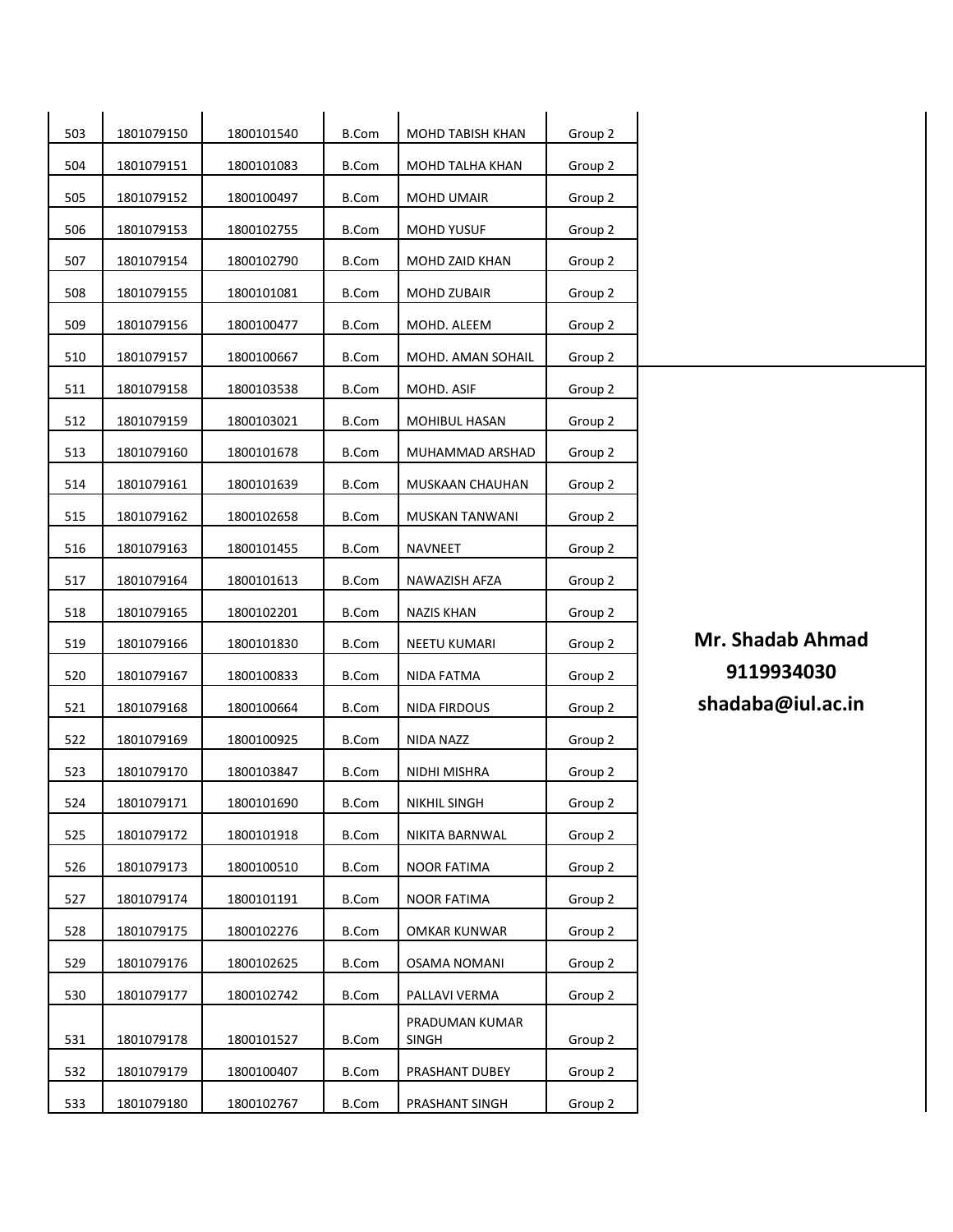| 503 | 1801079150 | 1800101540 | B.Com | MOHD TABISH KHAN | Group 2 | |
|---|---|---|---|---|---|---|
| 504 | 1801079151 | 1800101083 | B.Com | MOHD TALHA KHAN | Group 2 | |
| 505 | 1801079152 | 1800100497 | B.Com | MOHD UMAIR | Group 2 | |
| 506 | 1801079153 | 1800102755 | B.Com | MOHD YUSUF | Group 2 | |
| 507 | 1801079154 | 1800102790 | B.Com | MOHD ZAID KHAN | Group 2 | |
| 508 | 1801079155 | 1800101081 | B.Com | MOHD ZUBAIR | Group 2 | |
| 509 | 1801079156 | 1800100477 | B.Com | MOHD. ALEEM | Group 2 | |
| 510 | 1801079157 | 1800100667 | B.Com | MOHD. AMAN SOHAIL | Group 2 | |
| 511 | 1801079158 | 1800103538 | B.Com | MOHD. ASIF | Group 2 | **Mr. Shadab Ahmad 9119934030 shadaba@iul.ac.in** |
| 512 | 1801079159 | 1800103021 | B.Com | MOHIBUL HASAN | Group 2 | |
| 513 | 1801079160 | 1800101678 | B.Com | MUHAMMAD ARSHAD | Group 2 | |
| 514 | 1801079161 | 1800101639 | B.Com | MUSKAAN CHAUHAN | Group 2 | |
| 515 | 1801079162 | 1800102658 | B.Com | MUSKAN TANWANI | Group 2 | |
| 516 | 1801079163 | 1800101455 | B.Com | NAVNEET | Group 2 | |
| 517 | 1801079164 | 1800101613 | B.Com | NAWAZISH AFZA | Group 2 | |
| 518 | 1801079165 | 1800102201 | B.Com | NAZIS KHAN | Group 2 | |
| 519 | 1801079166 | 1800101830 | B.Com | NEETU KUMARI | Group 2 | |
| 520 | 1801079167 | 1800100833 | B.Com | NIDA FATMA | Group 2 | |
| 521 | 1801079168 | 1800100664 | B.Com | NIDA FIRDOUS | Group 2 | |
| 522 | 1801079169 | 1800100925 | B.Com | NIDA NAZZ | Group 2 | |
| 523 | 1801079170 | 1800103847 | B.Com | NIDHI MISHRA | Group 2 | |
| 524 | 1801079171 | 1800101690 | B.Com | NIKHIL SINGH | Group 2 | |
| 525 | 1801079172 | 1800101918 | B.Com | NIKITA BARNWAL | Group 2 | |
| 526 | 1801079173 | 1800100510 | B.Com | NOOR FATIMA | Group 2 | |
| 527 | 1801079174 | 1800101191 | B.Com | NOOR FATIMA | Group 2 | |
| 528 | 1801079175 | 1800102276 | B.Com | OMKAR KUNWAR | Group 2 | |
| 529 | 1801079176 | 1800102625 | B.Com | OSAMA NOMANI | Group 2 | |
| 530 | 1801079177 | 1800102742 | B.Com | PALLAVI VERMA | Group 2 | |
| 531 | 1801079178 | 1800101527 | B.Com | PRADUMAN KUMAR SINGH | Group 2 | |
| 532 | 1801079179 | 1800100407 | B.Com | PRASHANT DUBEY | Group 2 | |
| 533 | 1801079180 | 1800102767 | B.Com | PRASHANT SINGH | Group 2 | |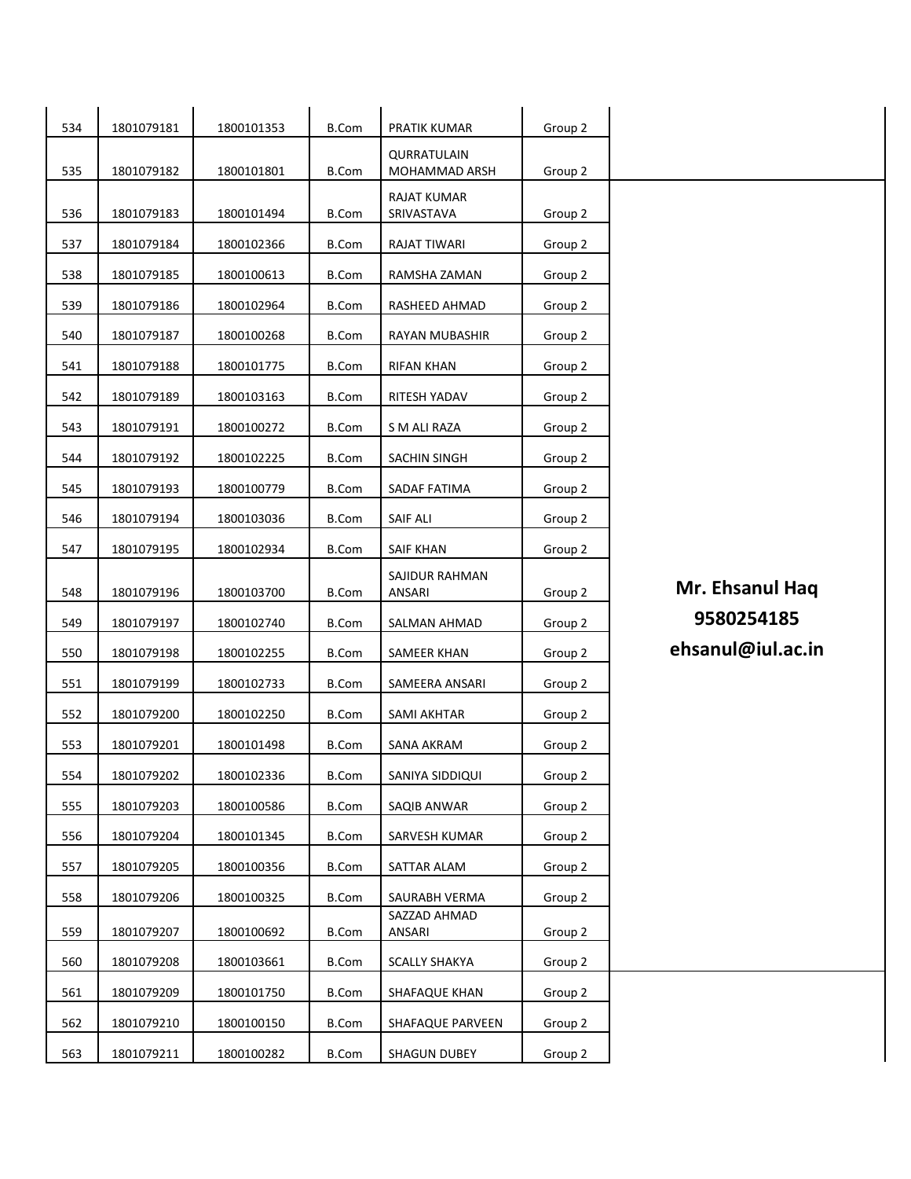| | | | | | | |
|---|---|---|---|---|---|---|
| 534 | 1801079181 | 1800101353 | B.Com | PRATIK KUMAR | Group 2 | |
| 535 | 1801079182 | 1800101801 | B.Com | QURRATULAIN MOHAMMAD ARSH | Group 2 | |
| 536 | 1801079183 | 1800101494 | B.Com | RAJAT KUMAR SRIVASTAVA | Group 2 | **Mr. Ehsanul Haq 9580254185 ehsanul@iul.ac.in** |
| 537 | 1801079184 | 1800102366 | B.Com | RAJAT TIWARI | Group 2 | |
| 538 | 1801079185 | 1800100613 | B.Com | RAMSHA ZAMAN | Group 2 | |
| 539 | 1801079186 | 1800102964 | B.Com | RASHEED AHMAD | Group 2 | |
| 540 | 1801079187 | 1800100268 | B.Com | RAYAN MUBASHIR | Group 2 | |
| 541 | 1801079188 | 1800101775 | B.Com | RIFAN KHAN | Group 2 | |
| 542 | 1801079189 | 1800103163 | B.Com | RITESH YADAV | Group 2 | |
| 543 | 1801079191 | 1800100272 | B.Com | S M ALI RAZA | Group 2 | |
| 544 | 1801079192 | 1800102225 | B.Com | SACHIN SINGH | Group 2 | |
| 545 | 1801079193 | 1800100779 | B.Com | SADAF FATIMA | Group 2 | |
| 546 | 1801079194 | 1800103036 | B.Com | SAIF ALI | Group 2 | |
| 547 | 1801079195 | 1800102934 | B.Com | SAIF KHAN | Group 2 | |
| 548 | 1801079196 | 1800103700 | B.Com | SAJIDUR RAHMAN ANSARI | Group 2 | |
| 549 | 1801079197 | 1800102740 | B.Com | SALMAN AHMAD | Group 2 | |
| 550 | 1801079198 | 1800102255 | B.Com | SAMEER KHAN | Group 2 | |
| 551 | 1801079199 | 1800102733 | B.Com | SAMEERA ANSARI | Group 2 | |
| 552 | 1801079200 | 1800102250 | B.Com | SAMI AKHTAR | Group 2 | |
| 553 | 1801079201 | 1800101498 | B.Com | SANA AKRAM | Group 2 | |
| 554 | 1801079202 | 1800102336 | B.Com | SANIYA SIDDIQUI | Group 2 | |
| 555 | 1801079203 | 1800100586 | B.Com | SAQIB ANWAR | Group 2 | |
| 556 | 1801079204 | 1800101345 | B.Com | SARVESH KUMAR | Group 2 | |
| 557 | 1801079205 | 1800100356 | B.Com | SATTAR ALAM | Group 2 | |
| 558 | 1801079206 | 1800100325 | B.Com | SAURABH VERMA | Group 2 | |
| 559 | 1801079207 | 1800100692 | B.Com | SAZZAD AHMAD ANSARI | Group 2 | |
| 560 | 1801079208 | 1800103661 | B.Com | SCALLY SHAKYA | Group 2 | |
| 561 | 1801079209 | 1800101750 | B.Com | SHAFAQUE KHAN | Group 2 | |
| 562 | 1801079210 | 1800100150 | B.Com | SHAFAQUE PARVEEN | Group 2 | |
| 563 | 1801079211 | 1800100282 | B.Com | SHAGUN DUBEY | Group 2 | |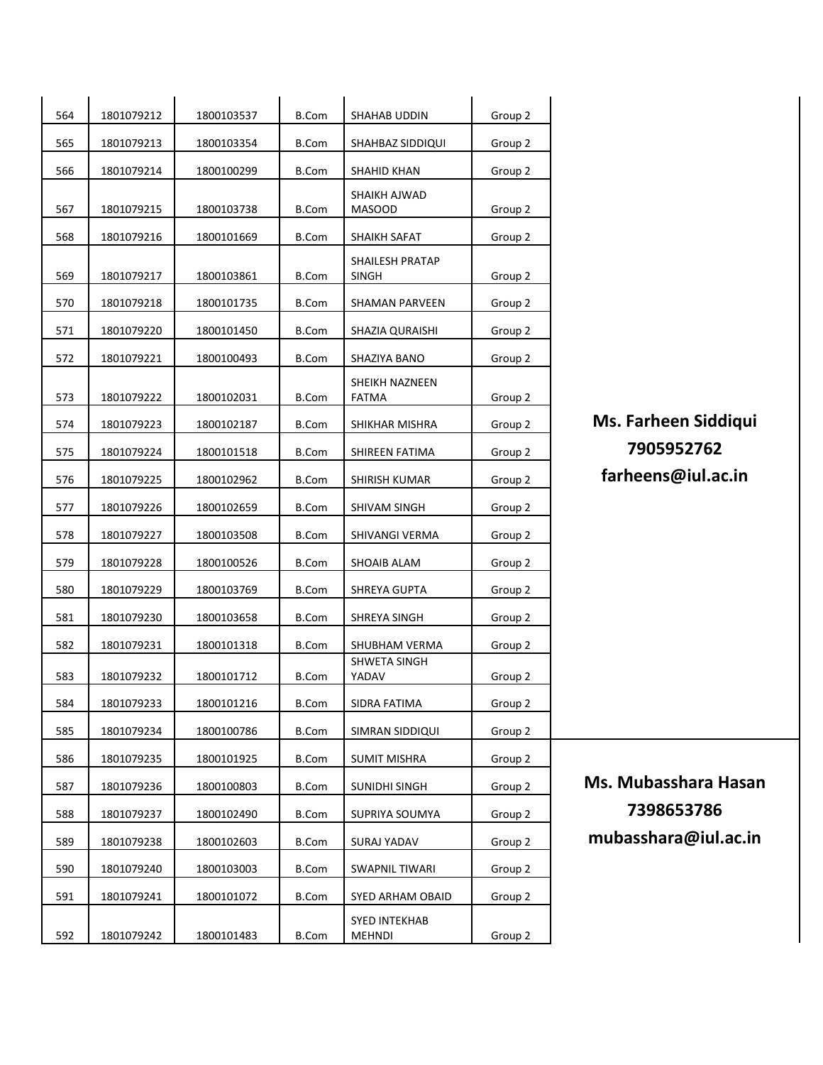| | | | | | | |
|---|---|---|---|---|---|---|
| 564 | 1801079212 | 1800103537 | B.Com | SHAHAB UDDIN | Group 2 | **Ms. Farheen Siddiqui 7905952762 farheens@iul.ac.in** |
| 565 | 1801079213 | 1800103354 | B.Com | SHAHBAZ SIDDIQUI | Group 2 | |
| 566 | 1801079214 | 1800100299 | B.Com | SHAHID KHAN | Group 2 | |
| 567 | 1801079215 | 1800103738 | B.Com | SHAIKH AJWAD MASOOD | Group 2 | |
| 568 | 1801079216 | 1800101669 | B.Com | SHAIKH SAFAT | Group 2 | |
| 569 | 1801079217 | 1800103861 | B.Com | SHAILESH PRATAP SINGH | Group 2 | |
| 570 | 1801079218 | 1800101735 | B.Com | SHAMAN PARVEEN | Group 2 | |
| 571 | 1801079220 | 1800101450 | B.Com | SHAZIA QURAISHI | Group 2 | |
| 572 | 1801079221 | 1800100493 | B.Com | SHAZIYA BANO | Group 2 | |
| 573 | 1801079222 | 1800102031 | B.Com | SHEIKH NAZNEEN FATMA | Group 2 | |
| 574 | 1801079223 | 1800102187 | B.Com | SHIKHAR MISHRA | Group 2 | |
| 575 | 1801079224 | 1800101518 | B.Com | SHIREEN FATIMA | Group 2 | |
| 576 | 1801079225 | 1800102962 | B.Com | SHIRISH KUMAR | Group 2 | |
| 577 | 1801079226 | 1800102659 | B.Com | SHIVAM SINGH | Group 2 | |
| 578 | 1801079227 | 1800103508 | B.Com | SHIVANGI VERMA | Group 2 | |
| 579 | 1801079228 | 1800100526 | B.Com | SHOAIB ALAM | Group 2 | |
| 580 | 1801079229 | 1800103769 | B.Com | SHREYA GUPTA | Group 2 | |
| 581 | 1801079230 | 1800103658 | B.Com | SHREYA SINGH | Group 2 | |
| 582 | 1801079231 | 1800101318 | B.Com | SHUBHAM VERMA | Group 2 | |
| 583 | 1801079232 | 1800101712 | B.Com | SHWETA SINGH YADAV | Group 2 | |
| 584 | 1801079233 | 1800101216 | B.Com | SIDRA FATIMA | Group 2 | |
| 585 | 1801079234 | 1800100786 | B.Com | SIMRAN SIDDIQUI | Group 2 | |
| 586 | 1801079235 | 1800101925 | B.Com | SUMIT MISHRA | Group 2 | **Ms. Mubasshara Hasan 7398653786 mubasshara@iul.ac.in** |
| 587 | 1801079236 | 1800100803 | B.Com | SUNIDHI SINGH | Group 2 | |
| 588 | 1801079237 | 1800102490 | B.Com | SUPRIYA SOUMYA | Group 2 | |
| 589 | 1801079238 | 1800102603 | B.Com | SURAJ YADAV | Group 2 | |
| 590 | 1801079240 | 1800103003 | B.Com | SWAPNIL TIWARI | Group 2 | |
| 591 | 1801079241 | 1800101072 | B.Com | SYED ARHAM OBAID | Group 2 | |
| 592 | 1801079242 | 1800101483 | B.Com | SYED INTEKHAB MEHNDI | Group 2 | |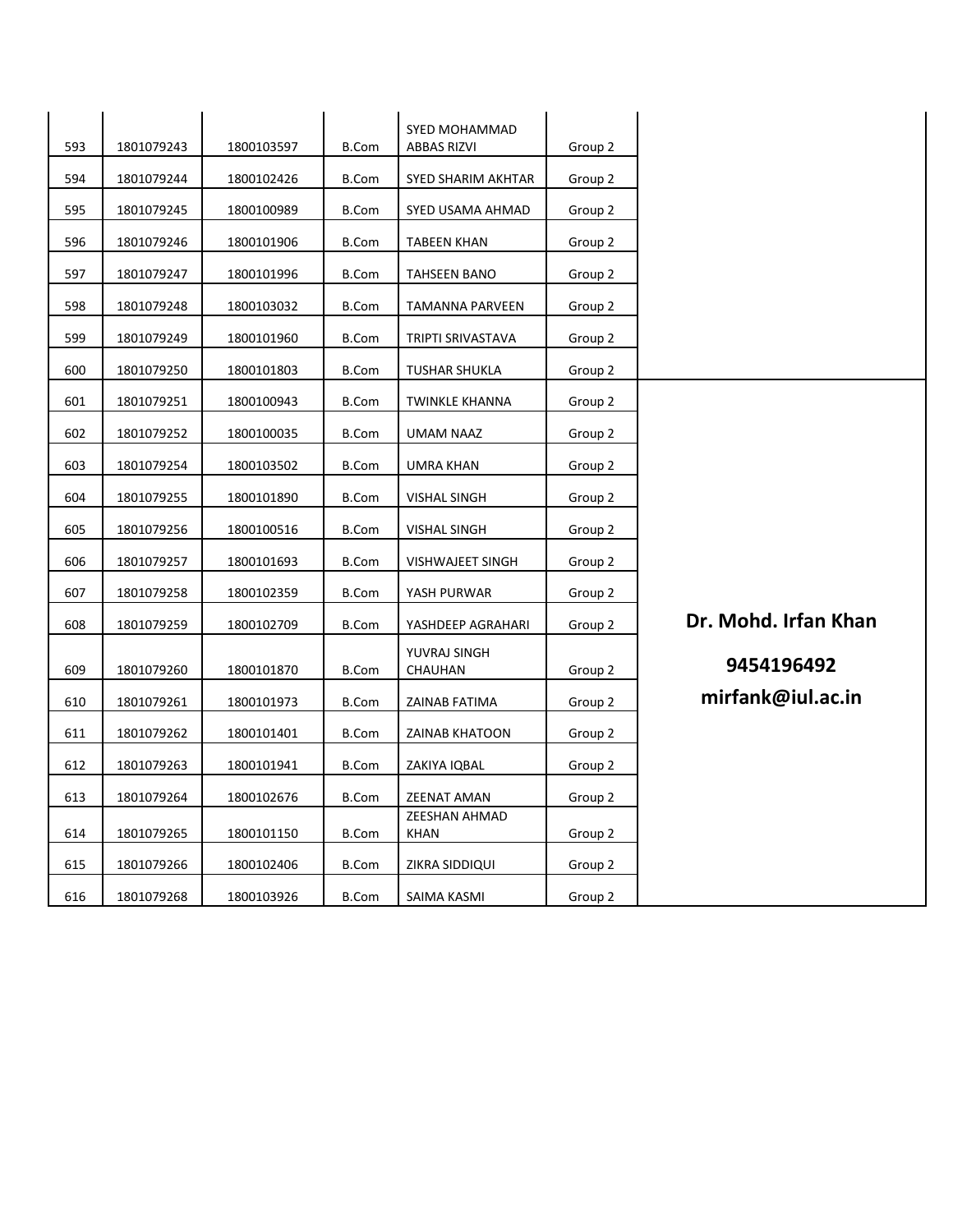| | | | | | | |
|---|---|---|---|---|---|---|
| 593 | 1801079243 | 1800103597 | B.Com | SYED MOHAMMAD ABBAS RIZVI | Group 2 | |
| 594 | 1801079244 | 1800102426 | B.Com | SYED SHARIM AKHTAR | Group 2 | |
| 595 | 1801079245 | 1800100989 | B.Com | SYED USAMA AHMAD | Group 2 | |
| 596 | 1801079246 | 1800101906 | B.Com | TABEEN KHAN | Group 2 | |
| 597 | 1801079247 | 1800101996 | B.Com | TAHSEEN BANO | Group 2 | |
| 598 | 1801079248 | 1800103032 | B.Com | TAMANNA PARVEEN | Group 2 | |
| 599 | 1801079249 | 1800101960 | B.Com | TRIPTI SRIVASTAVA | Group 2 | |
| 600 | 1801079250 | 1800101803 | B.Com | TUSHAR SHUKLA | Group 2 | |
| 601 | 1801079251 | 1800100943 | B.Com | TWINKLE KHANNA | Group 2 | **Dr. Mohd. Irfan Khan 9454196492 mirfank@iul.ac.in** |
| 602 | 1801079252 | 1800100035 | B.Com | UMAM NAAZ | Group 2 | |
| 603 | 1801079254 | 1800103502 | B.Com | UMRA KHAN | Group 2 | |
| 604 | 1801079255 | 1800101890 | B.Com | VISHAL SINGH | Group 2 | |
| 605 | 1801079256 | 1800100516 | B.Com | VISHAL SINGH | Group 2 | |
| 606 | 1801079257 | 1800101693 | B.Com | VISHWAJEET SINGH | Group 2 | |
| 607 | 1801079258 | 1800102359 | B.Com | YASH PURWAR | Group 2 | |
| 608 | 1801079259 | 1800102709 | B.Com | YASHDEEP AGRAHARI | Group 2 | |
| 609 | 1801079260 | 1800101870 | B.Com | YUVRAJ SINGH CHAUHAN | Group 2 | |
| 610 | 1801079261 | 1800101973 | B.Com | ZAINAB FATIMA | Group 2 | |
| 611 | 1801079262 | 1800101401 | B.Com | ZAINAB KHATOON | Group 2 | |
| 612 | 1801079263 | 1800101941 | B.Com | ZAKIYA IQBAL | Group 2 | |
| 613 | 1801079264 | 1800102676 | B.Com | ZEENAT AMAN | Group 2 | |
| 614 | 1801079265 | 1800101150 | B.Com | ZEESHAN AHMAD KHAN | Group 2 | |
| 615 | 1801079266 | 1800102406 | B.Com | ZIKRA SIDDIQUI | Group 2 | |
| 616 | 1801079268 | 1800103926 | B.Com | SAIMA KASMI | Group 2 | |